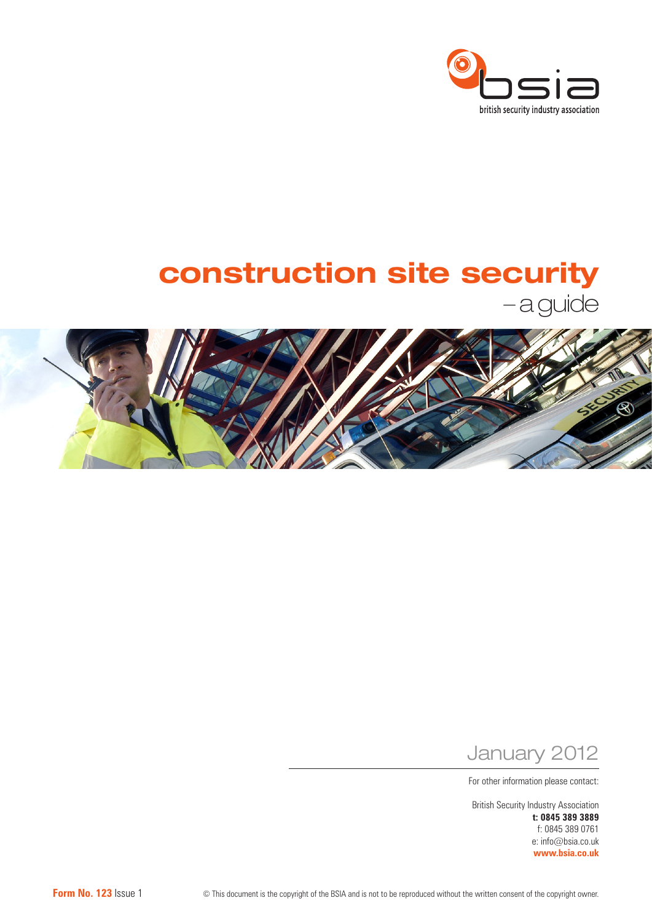bsia

british security industry association

# construction site security

– a guide

January 2012

For other information please contact:

British Security Industry Association
**t: 0845 389 3889**
f: 0845 389 0761
e: info@bsia.co.uk
**www.bsia.co.uk**

**Form No. 123** Issue 1

© This document is the copyright of the BSIA and is not to be reproduced without the written consent of the copyright owner.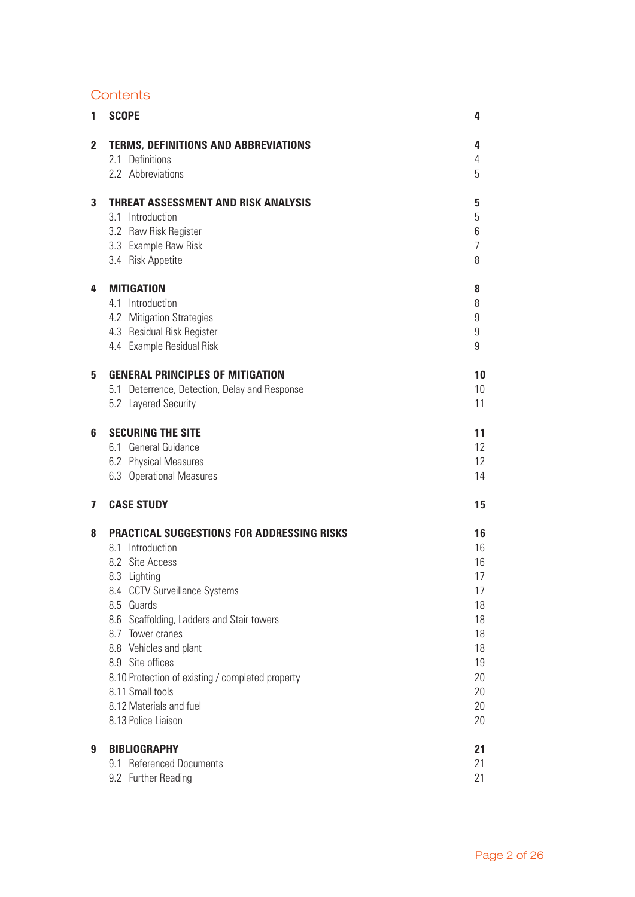## Contents

| | | |
|---|---|---|
| **1** | **SCOPE** | **4** |
| **2** | **TERMS, DEFINITIONS AND ABBREVIATIONS** | **4** |
| | 2.1 Definitions | 4 |
| | 2.2 Abbreviations | 5 |
| **3** | **THREAT ASSESSMENT AND RISK ANALYSIS** | **5** |
| | 3.1 Introduction | 5 |
| | 3.2 Raw Risk Register | 6 |
| | 3.3 Example Raw Risk | 7 |
| | 3.4 Risk Appetite | 8 |
| **4** | **MITIGATION** | **8** |
| | 4.1 Introduction | 8 |
| | 4.2 Mitigation Strategies | 9 |
| | 4.3 Residual Risk Register | 9 |
| | 4.4 Example Residual Risk | 9 |
| **5** | **GENERAL PRINCIPLES OF MITIGATION** | **10** |
| | 5.1 Deterrence, Detection, Delay and Response | 10 |
| | 5.2 Layered Security | 11 |
| **6** | **SECURING THE SITE** | **11** |
| | 6.1 General Guidance | 12 |
| | 6.2 Physical Measures | 12 |
| | 6.3 Operational Measures | 14 |
| **7** | **CASE STUDY** | **15** |
| **8** | **PRACTICAL SUGGESTIONS FOR ADDRESSING RISKS** | **16** |
| | 8.1 Introduction | 16 |
| | 8.2 Site Access | 16 |
| | 8.3 Lighting | 17 |
| | 8.4 CCTV Surveillance Systems | 17 |
| | 8.5 Guards | 18 |
| | 8.6 Scaffolding, Ladders and Stair towers | 18 |
| | 8.7 Tower cranes | 18 |
| | 8.8 Vehicles and plant | 18 |
| | 8.9 Site offices | 19 |
| | 8.10 Protection of existing / completed property | 20 |
| | 8.11 Small tools | 20 |
| | 8.12 Materials and fuel | 20 |
| | 8.13 Police Liaison | 20 |
| **9** | **BIBLIOGRAPHY** | **21** |
| | 9.1 Referenced Documents | 21 |
| | 9.2 Further Reading | 21 |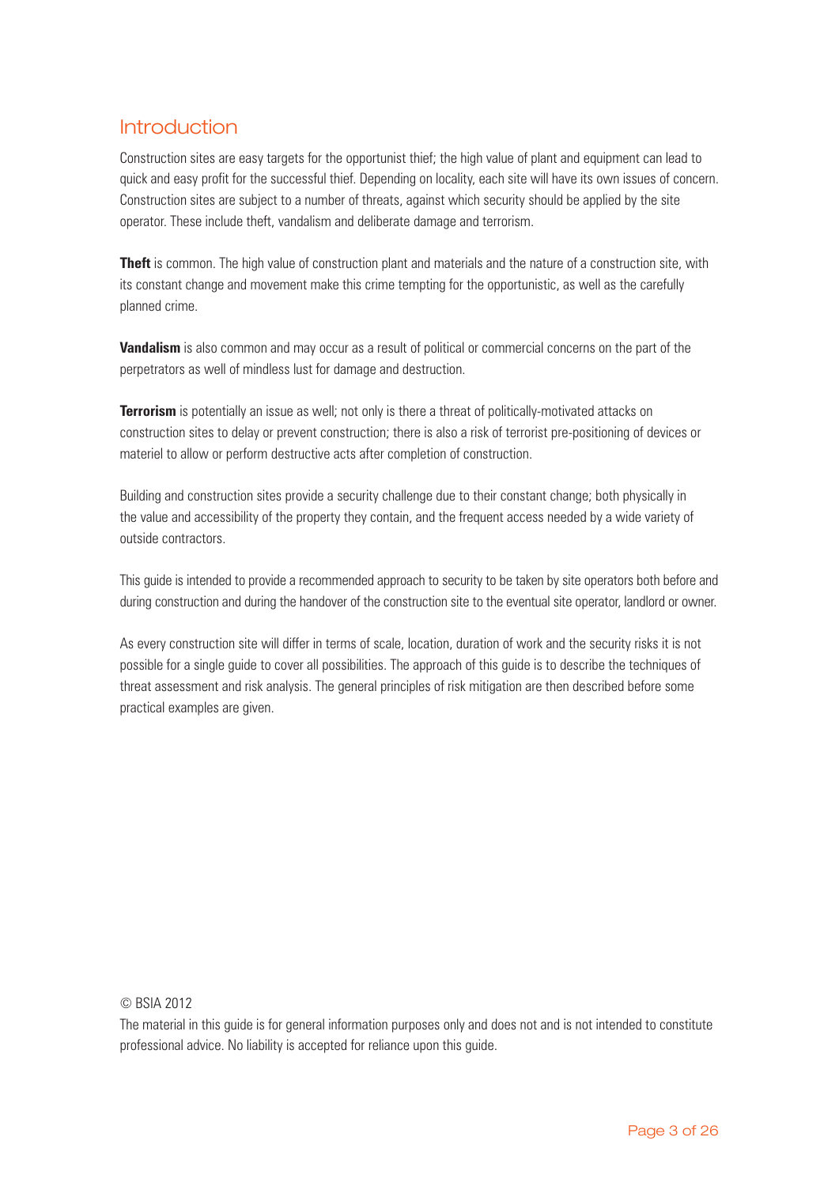## Introduction

Construction sites are easy targets for the opportunist thief; the high value of plant and equipment can lead to quick and easy profit for the successful thief. Depending on locality, each site will have its own issues of concern. Construction sites are subject to a number of threats, against which security should be applied by the site operator. These include theft, vandalism and deliberate damage and terrorism.

**Theft** is common. The high value of construction plant and materials and the nature of a construction site, with its constant change and movement make this crime tempting for the opportunistic, as well as the carefully planned crime.

**Vandalism** is also common and may occur as a result of political or commercial concerns on the part of the perpetrators as well of mindless lust for damage and destruction.

**Terrorism** is potentially an issue as well; not only is there a threat of politically-motivated attacks on construction sites to delay or prevent construction; there is also a risk of terrorist pre-positioning of devices or materiel to allow or perform destructive acts after completion of construction.

Building and construction sites provide a security challenge due to their constant change; both physically in the value and accessibility of the property they contain, and the frequent access needed by a wide variety of outside contractors.

This guide is intended to provide a recommended approach to security to be taken by site operators both before and during construction and during the handover of the construction site to the eventual site operator, landlord or owner.

As every construction site will differ in terms of scale, location, duration of work and the security risks it is not possible for a single guide to cover all possibilities. The approach of this guide is to describe the techniques of threat assessment and risk analysis. The general principles of risk mitigation are then described before some practical examples are given.

© BSIA 2012

The material in this guide is for general information purposes only and does not and is not intended to constitute professional advice. No liability is accepted for reliance upon this guide.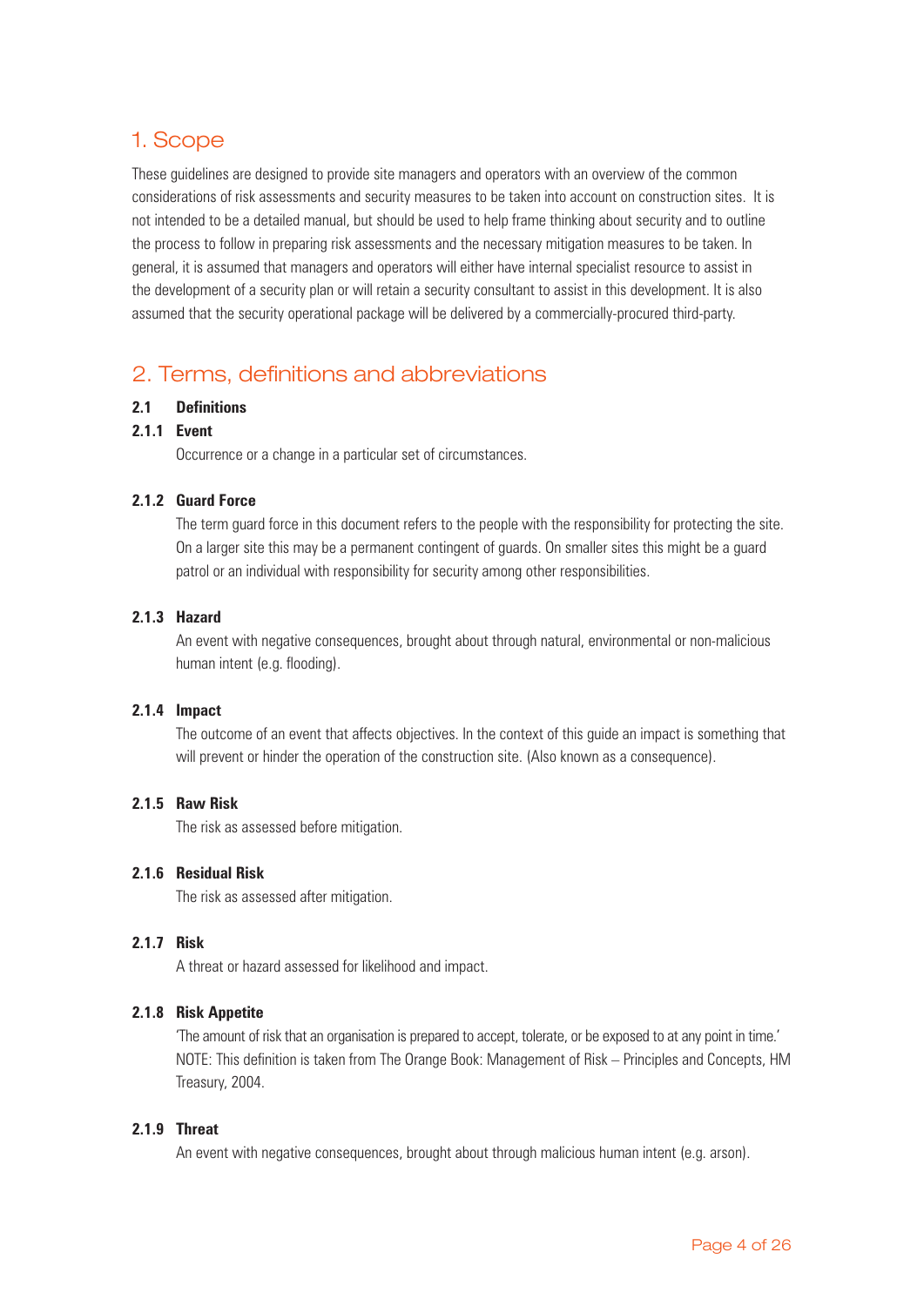# 1. Scope

These guidelines are designed to provide site managers and operators with an overview of the common considerations of risk assessments and security measures to be taken into account on construction sites. It is not intended to be a detailed manual, but should be used to help frame thinking about security and to outline the process to follow in preparing risk assessments and the necessary mitigation measures to be taken. In general, it is assumed that managers and operators will either have internal specialist resource to assist in the development of a security plan or will retain a security consultant to assist in this development. It is also assumed that the security operational package will be delivered by a commercially-procured third-party.

# 2. Terms, definitions and abbreviations

## 2.1 Definitions

### 2.1.1 Event

Occurrence or a change in a particular set of circumstances.

### 2.1.2 Guard Force

The term guard force in this document refers to the people with the responsibility for protecting the site. On a larger site this may be a permanent contingent of guards. On smaller sites this might be a guard patrol or an individual with responsibility for security among other responsibilities.

### 2.1.3 Hazard

An event with negative consequences, brought about through natural, environmental or non-malicious human intent (e.g. flooding).

### 2.1.4 Impact

The outcome of an event that affects objectives. In the context of this guide an impact is something that will prevent or hinder the operation of the construction site. (Also known as a consequence).

### 2.1.5 Raw Risk

The risk as assessed before mitigation.

### 2.1.6 Residual Risk

The risk as assessed after mitigation.

### 2.1.7 Risk

A threat or hazard assessed for likelihood and impact.

### 2.1.8 Risk Appetite

'The amount of risk that an organisation is prepared to accept, tolerate, or be exposed to at any point in time.'
NOTE: This definition is taken from The Orange Book: Management of Risk – Principles and Concepts, HM Treasury, 2004.

### 2.1.9 Threat

An event with negative consequences, brought about through malicious human intent (e.g. arson).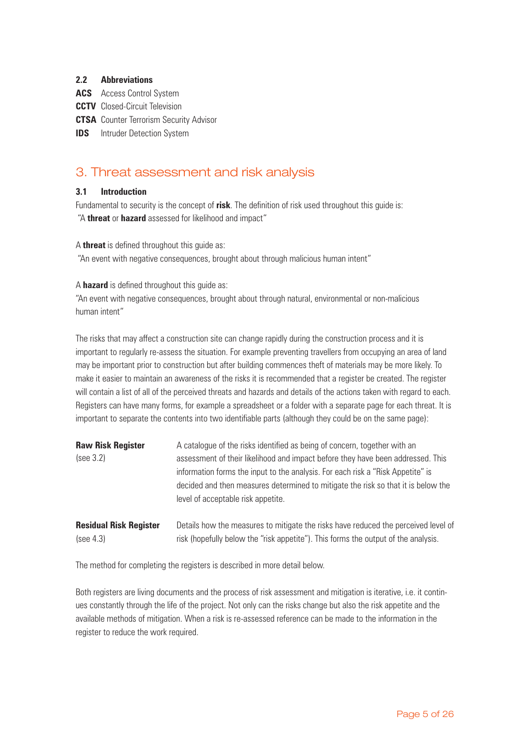### 2.2 Abbreviations

**ACS** Access Control System
**CCTV** Closed-Circuit Television
**CTSA** Counter Terrorism Security Advisor
**IDS** Intruder Detection System

## 3. Threat assessment and risk analysis

### 3.1 Introduction

Fundamental to security is the concept of **risk**. The definition of risk used throughout this guide is:
"A **threat** or **hazard** assessed for likelihood and impact"

A **threat** is defined throughout this guide as:
"An event with negative consequences, brought about through malicious human intent"

A **hazard** is defined throughout this guide as:
"An event with negative consequences, brought about through natural, environmental or non-malicious human intent"

The risks that may affect a construction site can change rapidly during the construction process and it is important to regularly re-assess the situation. For example preventing travellers from occupying an area of land may be important prior to construction but after building commences theft of materials may be more likely. To make it easier to maintain an awareness of the risks it is recommended that a register be created. The register will contain a list of all of the perceived threats and hazards and details of the actions taken with regard to each. Registers can have many forms, for example a spreadsheet or a folder with a separate page for each threat. It is important to separate the contents into two identifiable parts (although they could be on the same page):

| | |
|---|---|
| **Raw Risk Register** (see 3.2) | A catalogue of the risks identified as being of concern, together with an assessment of their likelihood and impact before they have been addressed. This information forms the input to the analysis. For each risk a "Risk Appetite" is decided and then measures determined to mitigate the risk so that it is below the level of acceptable risk appetite. |
| **Residual Risk Register** (see 4.3) | Details how the measures to mitigate the risks have reduced the perceived level of risk (hopefully below the "risk appetite"). This forms the output of the analysis. |

The method for completing the registers is described in more detail below.

Both registers are living documents and the process of risk assessment and mitigation is iterative, i.e. it continues constantly through the life of the project. Not only can the risks change but also the risk appetite and the available methods of mitigation. When a risk is re-assessed reference can be made to the information in the register to reduce the work required.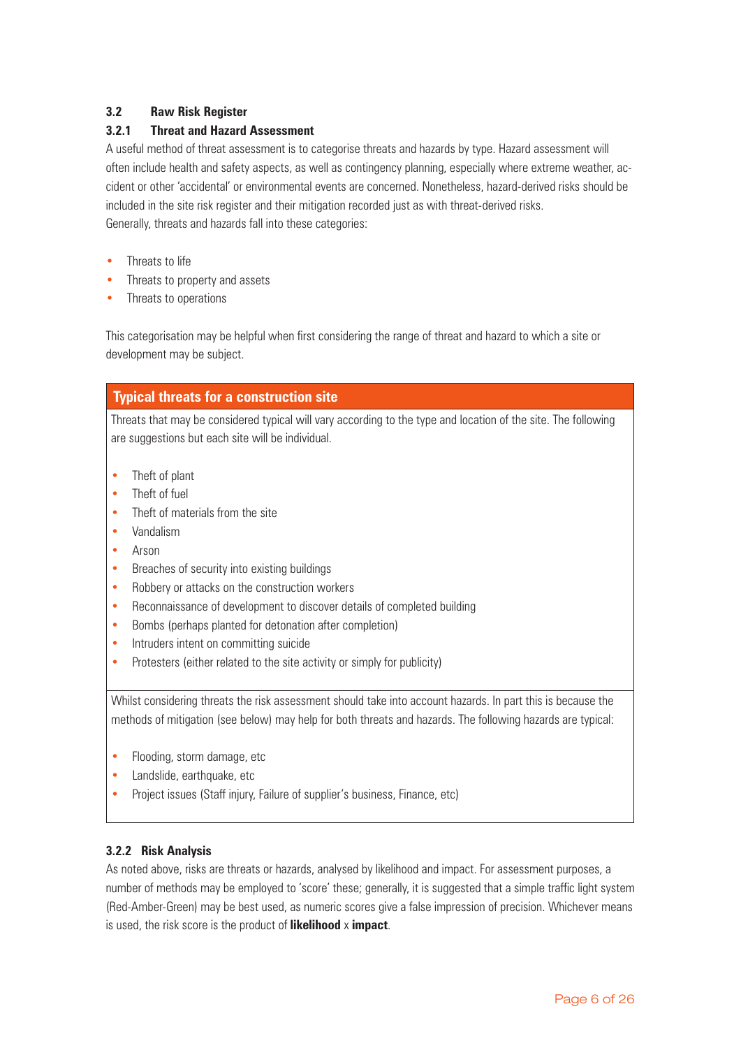### 3.2 Raw Risk Register

#### 3.2.1 Threat and Hazard Assessment

A useful method of threat assessment is to categorise threats and hazards by type. Hazard assessment will often include health and safety aspects, as well as contingency planning, especially where extreme weather, accident or other 'accidental' or environmental events are concerned. Nonetheless, hazard-derived risks should be included in the site risk register and their mitigation recorded just as with threat-derived risks.
Generally, threats and hazards fall into these categories:

- Threats to life
- Threats to property and assets
- Threats to operations

This categorisation may be helpful when first considering the range of threat and hazard to which a site or development may be subject.

**Typical threats for a construction site**

Threats that may be considered typical will vary according to the type and location of the site. The following are suggestions but each site will be individual.

- Theft of plant
- Theft of fuel
- Theft of materials from the site
- Vandalism
- Arson
- Breaches of security into existing buildings
- Robbery or attacks on the construction workers
- Reconnaissance of development to discover details of completed building
- Bombs (perhaps planted for detonation after completion)
- Intruders intent on committing suicide
- Protesters (either related to the site activity or simply for publicity)

Whilst considering threats the risk assessment should take into account hazards. In part this is because the methods of mitigation (see below) may help for both threats and hazards. The following hazards are typical:

- Flooding, storm damage, etc
- Landslide, earthquake, etc
- Project issues (Staff injury, Failure of supplier's business, Finance, etc)

#### 3.2.2 Risk Analysis

As noted above, risks are threats or hazards, analysed by likelihood and impact. For assessment purposes, a number of methods may be employed to 'score' these; generally, it is suggested that a simple traffic light system (Red-Amber-Green) may be best used, as numeric scores give a false impression of precision. Whichever means is used, the risk score is the product of **likelihood** x **impact**.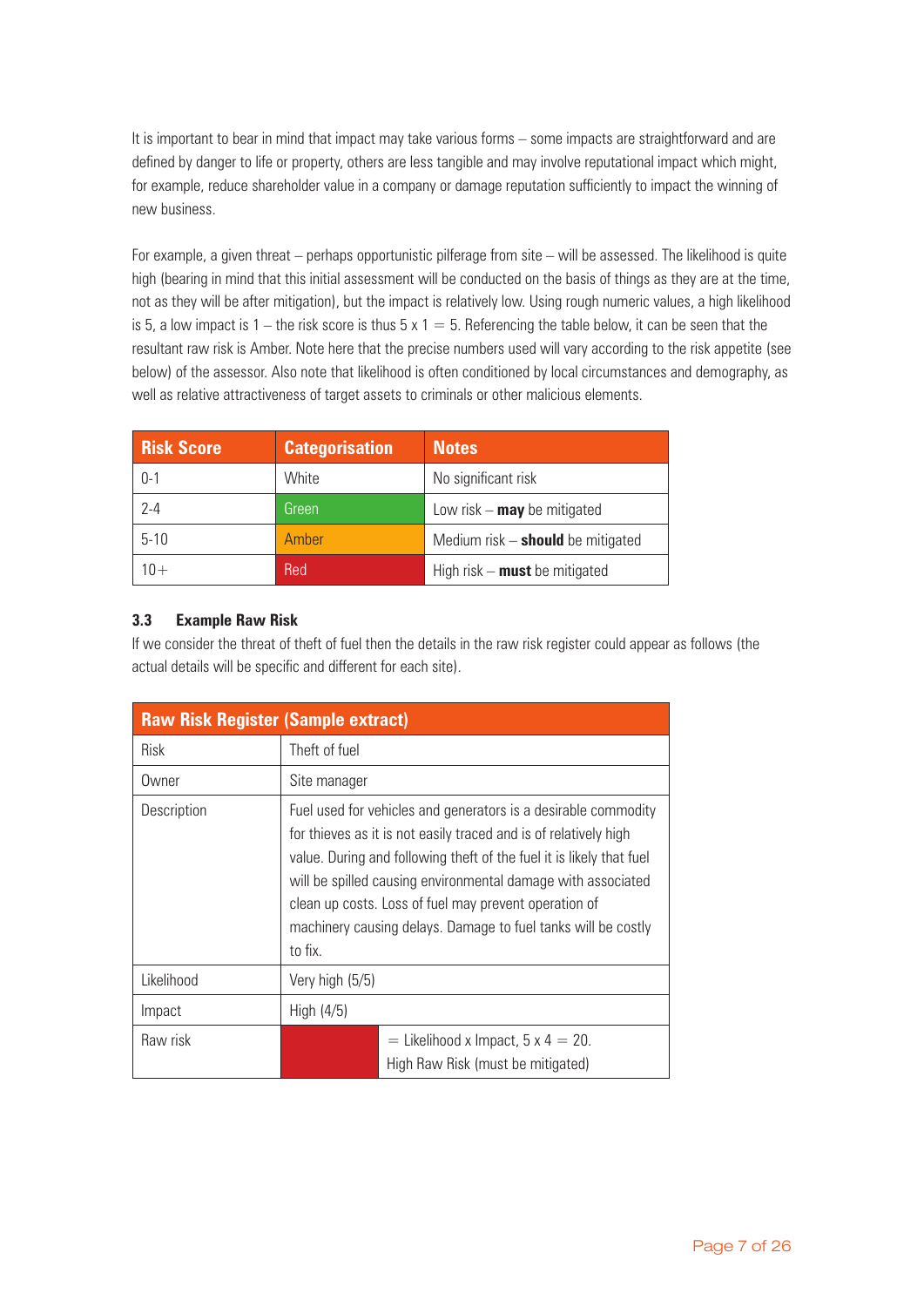It is important to bear in mind that impact may take various forms – some impacts are straightforward and are defined by danger to life or property, others are less tangible and may involve reputational impact which might, for example, reduce shareholder value in a company or damage reputation sufficiently to impact the winning of new business.

For example, a given threat – perhaps opportunistic pilferage from site – will be assessed. The likelihood is quite high (bearing in mind that this initial assessment will be conducted on the basis of things as they are at the time, not as they will be after mitigation), but the impact is relatively low. Using rough numeric values, a high likelihood is 5, a low impact is 1 – the risk score is thus 5 x 1 = 5. Referencing the table below, it can be seen that the resultant raw risk is Amber. Note here that the precise numbers used will vary according to the risk appetite (see below) of the assessor. Also note that likelihood is often conditioned by local circumstances and demography, as well as relative attractiveness of target assets to criminals or other malicious elements.

| Risk Score | Categorisation | Notes |
|---|---|---|
| 0-1 | White | No significant risk |
| 2-4 | Green | Low risk – **may** be mitigated |
| 5-10 | Amber | Medium risk – **should** be mitigated |
| 10+ | Red | High risk – **must** be mitigated |

### 3.3 Example Raw Risk

If we consider the threat of theft of fuel then the details in the raw risk register could appear as follows (the actual details will be specific and different for each site).

| Raw Risk Register (Sample extract) | | |
|---|---|---|
| Risk | Theft of fuel | |
| Owner | Site manager | |
| Description | Fuel used for vehicles and generators is a desirable commodity for thieves as it is not easily traced and is of relatively high value. During and following theft of the fuel it is likely that fuel will be spilled causing environmental damage with associated clean up costs. Loss of fuel may prevent operation of machinery causing delays. Damage to fuel tanks will be costly to fix. | |
| Likelihood | Very high (5/5) | |
| Impact | High (4/5) | |
| Raw risk | Red | = Likelihood x Impact, 5 x 4 = 20. High Raw Risk (must be mitigated) |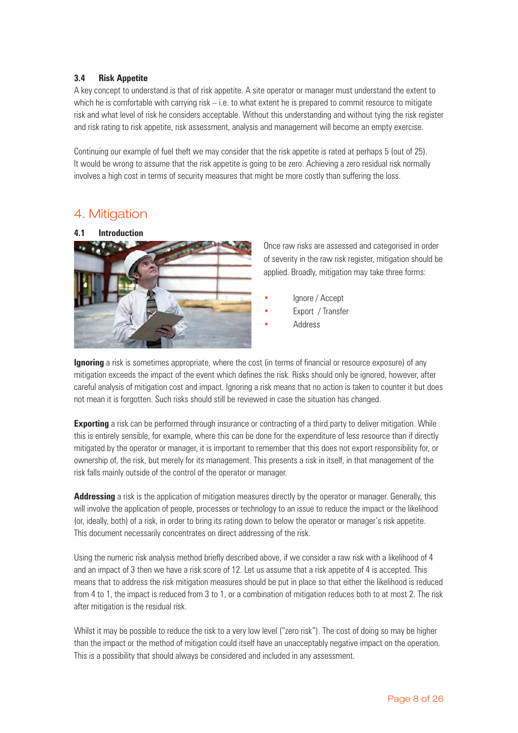### 3.4 Risk Appetite

A key concept to understand is that of risk appetite. A site operator or manager must understand the extent to which he is comfortable with carrying risk – i.e. to what extent he is prepared to commit resource to mitigate risk and what level of risk he considers acceptable. Without this understanding and without tying the risk register and risk rating to risk appetite, risk assessment, analysis and management will become an empty exercise.

Continuing our example of fuel theft we may consider that the risk appetite is rated at perhaps 5 (out of 25). It would be wrong to assume that the risk appetite is going to be zero. Achieving a zero residual risk normally involves a high cost in terms of security measures that might be more costly than suffering the loss.

## 4. Mitigation

### 4.1 Introduction

Once raw risks are assessed and categorised in order of severity in the raw risk register, mitigation should be applied. Broadly, mitigation may take three forms:

- Ignore / Accept
- Export / Transfer
- Address

**Ignoring** a risk is sometimes appropriate, where the cost (in terms of financial or resource exposure) of any mitigation exceeds the impact of the event which defines the risk. Risks should only be ignored, however, after careful analysis of mitigation cost and impact. Ignoring a risk means that no action is taken to counter it but does not mean it is forgotten. Such risks should still be reviewed in case the situation has changed.

**Exporting** a risk can be performed through insurance or contracting of a third party to deliver mitigation. While this is entirely sensible, for example, where this can be done for the expenditure of less resource than if directly mitigated by the operator or manager, it is important to remember that this does not export responsibility for, or ownership of, the risk, but merely for its management. This presents a risk in itself, in that management of the risk falls mainly outside of the control of the operator or manager.

**Addressing** a risk is the application of mitigation measures directly by the operator or manager. Generally, this will involve the application of people, processes or technology to an issue to reduce the impact or the likelihood (or, ideally, both) of a risk, in order to bring its rating down to below the operator or manager's risk appetite. This document necessarily concentrates on direct addressing of the risk.

Using the numeric risk analysis method briefly described above, if we consider a raw risk with a likelihood of 4 and an impact of 3 then we have a risk score of 12. Let us assume that a risk appetite of 4 is accepted. This means that to address the risk mitigation measures should be put in place so that either the likelihood is reduced from 4 to 1, the impact is reduced from 3 to 1, or a combination of mitigation reduces both to at most 2. The risk after mitigation is the residual risk.

Whilst it may be possible to reduce the risk to a very low level ("zero risk"). The cost of doing so may be higher than the impact or the method of mitigation could itself have an unacceptably negative impact on the operation. This is a possibility that should always be considered and included in any assessment.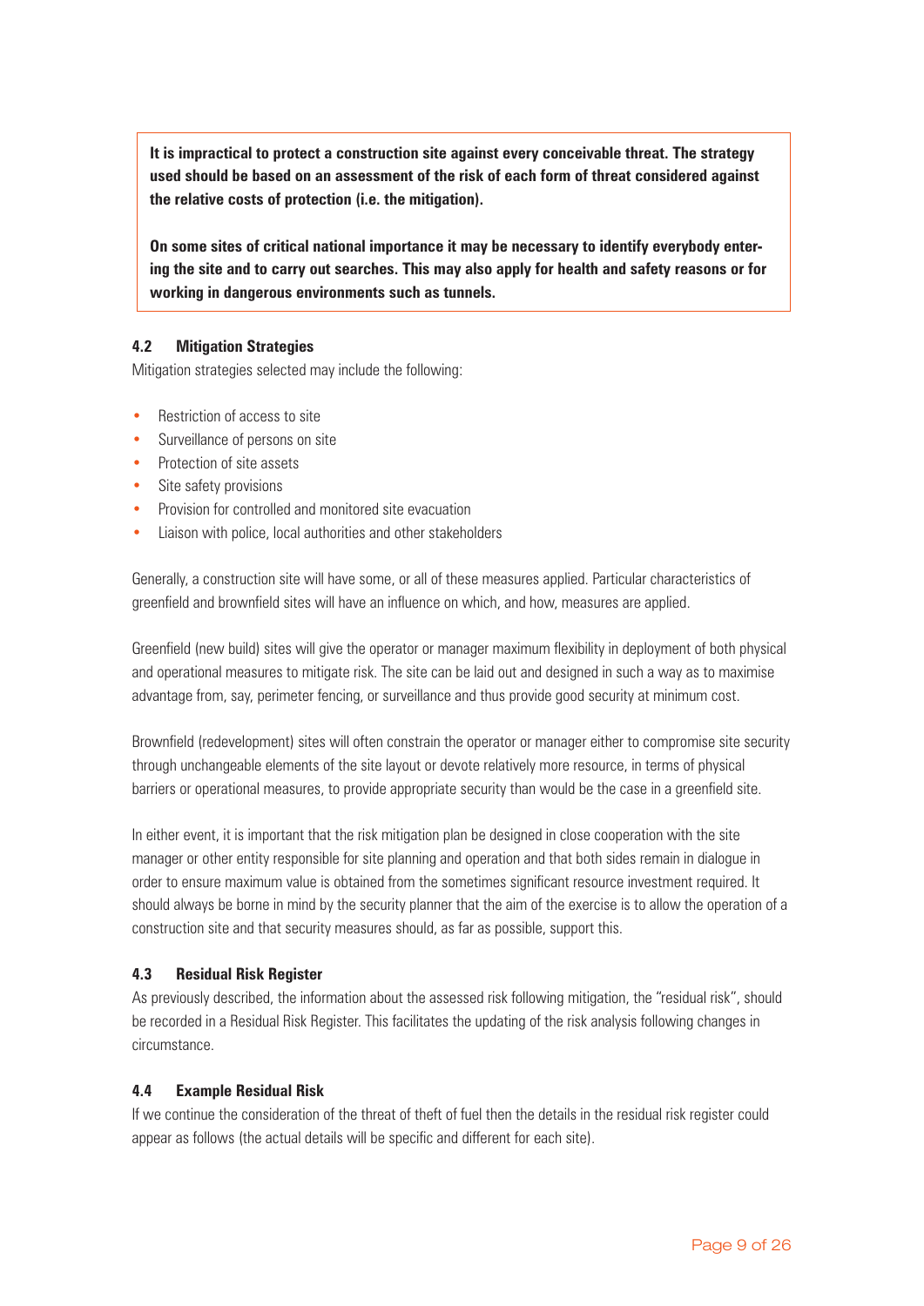**It is impractical to protect a construction site against every conceivable threat. The strategy used should be based on an assessment of the risk of each form of threat considered against the relative costs of protection (i.e. the mitigation).**

**On some sites of critical national importance it may be necessary to identify everybody entering the site and to carry out searches. This may also apply for health and safety reasons or for working in dangerous environments such as tunnels.**

### 4.2 Mitigation Strategies

Mitigation strategies selected may include the following:

- Restriction of access to site
- Surveillance of persons on site
- Protection of site assets
- Site safety provisions
- Provision for controlled and monitored site evacuation
- Liaison with police, local authorities and other stakeholders

Generally, a construction site will have some, or all of these measures applied. Particular characteristics of greenfield and brownfield sites will have an influence on which, and how, measures are applied.

Greenfield (new build) sites will give the operator or manager maximum flexibility in deployment of both physical and operational measures to mitigate risk. The site can be laid out and designed in such a way as to maximise advantage from, say, perimeter fencing, or surveillance and thus provide good security at minimum cost.

Brownfield (redevelopment) sites will often constrain the operator or manager either to compromise site security through unchangeable elements of the site layout or devote relatively more resource, in terms of physical barriers or operational measures, to provide appropriate security than would be the case in a greenfield site.

In either event, it is important that the risk mitigation plan be designed in close cooperation with the site manager or other entity responsible for site planning and operation and that both sides remain in dialogue in order to ensure maximum value is obtained from the sometimes significant resource investment required. It should always be borne in mind by the security planner that the aim of the exercise is to allow the operation of a construction site and that security measures should, as far as possible, support this.

### 4.3 Residual Risk Register

As previously described, the information about the assessed risk following mitigation, the "residual risk", should be recorded in a Residual Risk Register. This facilitates the updating of the risk analysis following changes in circumstance.

### 4.4 Example Residual Risk

If we continue the consideration of the threat of theft of fuel then the details in the residual risk register could appear as follows (the actual details will be specific and different for each site).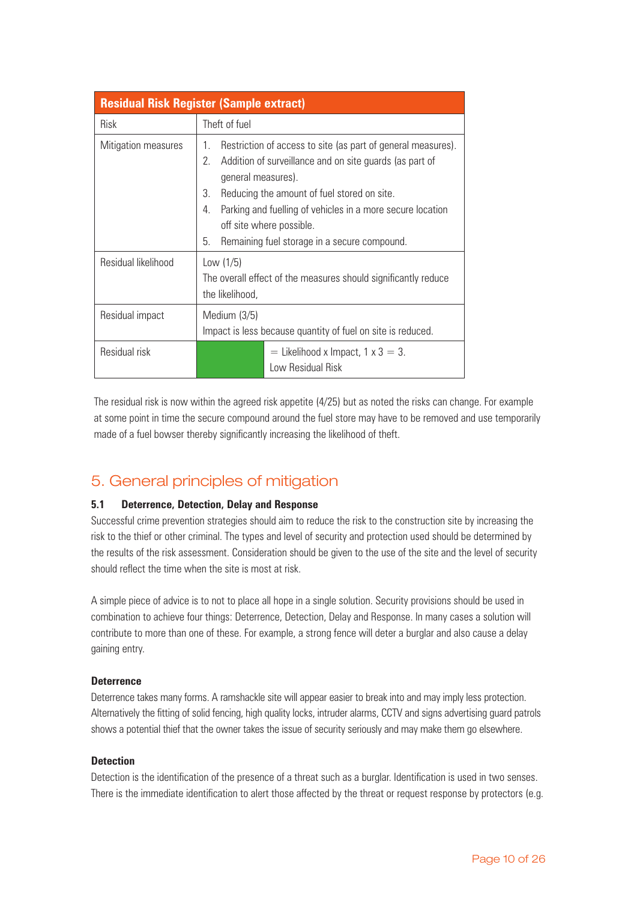| Residual Risk Register (Sample extract) | | |
|---|---|---|
| Risk | Theft of fuel | |
| Mitigation measures | 1. Restriction of access to site (as part of general measures).<br>2. Addition of surveillance and on site guards (as part of general measures).<br>3. Reducing the amount of fuel stored on site.<br>4. Parking and fuelling of vehicles in a more secure location off site where possible.<br>5. Remaining fuel storage in a secure compound. | |
| Residual likelihood | Low (1/5)<br>The overall effect of the measures should significantly reduce the likelihood, | |
| Residual impact | Medium (3/5)<br>Impact is less because quantity of fuel on site is reduced. | |
| Residual risk | | = Likelihood x Impact, 1 x 3 = 3.<br>Low Residual Risk |

The residual risk is now within the agreed risk appetite (4/25) but as noted the risks can change. For example at some point in time the secure compound around the fuel store may have to be removed and use temporarily made of a fuel bowser thereby significantly increasing the likelihood of theft.

# 5. General principles of mitigation

### 5.1 Deterrence, Detection, Delay and Response

Successful crime prevention strategies should aim to reduce the risk to the construction site by increasing the risk to the thief or other criminal. The types and level of security and protection used should be determined by the results of the risk assessment. Consideration should be given to the use of the site and the level of security should reflect the time when the site is most at risk.

A simple piece of advice is to not to place all hope in a single solution. Security provisions should be used in combination to achieve four things: Deterrence, Detection, Delay and Response. In many cases a solution will contribute to more than one of these. For example, a strong fence will deter a burglar and also cause a delay gaining entry.

**Deterrence**

Deterrence takes many forms. A ramshackle site will appear easier to break into and may imply less protection. Alternatively the fitting of solid fencing, high quality locks, intruder alarms, CCTV and signs advertising guard patrols shows a potential thief that the owner takes the issue of security seriously and may make them go elsewhere.

**Detection**

Detection is the identification of the presence of a threat such as a burglar. Identification is used in two senses. There is the immediate identification to alert those affected by the threat or request response by protectors (e.g.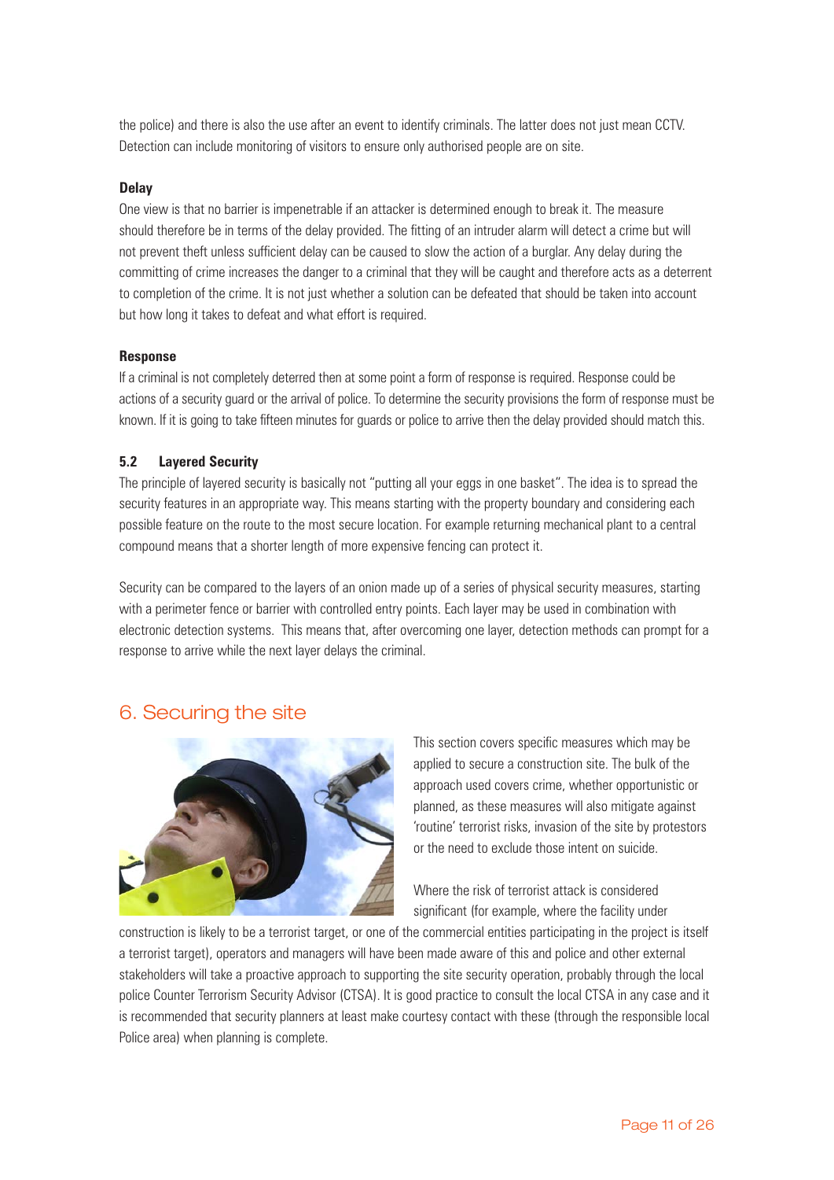the police) and there is also the use after an event to identify criminals. The latter does not just mean CCTV. Detection can include monitoring of visitors to ensure only authorised people are on site.

**Delay**

One view is that no barrier is impenetrable if an attacker is determined enough to break it. The measure should therefore be in terms of the delay provided. The fitting of an intruder alarm will detect a crime but will not prevent theft unless sufficient delay can be caused to slow the action of a burglar. Any delay during the committing of crime increases the danger to a criminal that they will be caught and therefore acts as a deterrent to completion of the crime. It is not just whether a solution can be defeated that should be taken into account but how long it takes to defeat and what effort is required.

**Response**

If a criminal is not completely deterred then at some point a form of response is required. Response could be actions of a security guard or the arrival of police. To determine the security provisions the form of response must be known. If it is going to take fifteen minutes for guards or police to arrive then the delay provided should match this.

### 5.2 Layered Security

The principle of layered security is basically not "putting all your eggs in one basket". The idea is to spread the security features in an appropriate way. This means starting with the property boundary and considering each possible feature on the route to the most secure location. For example returning mechanical plant to a central compound means that a shorter length of more expensive fencing can protect it.

Security can be compared to the layers of an onion made up of a series of physical security measures, starting with a perimeter fence or barrier with controlled entry points. Each layer may be used in combination with electronic detection systems. This means that, after overcoming one layer, detection methods can prompt for a response to arrive while the next layer delays the criminal.

## 6. Securing the site

This section covers specific measures which may be applied to secure a construction site. The bulk of the approach used covers crime, whether opportunistic or planned, as these measures will also mitigate against 'routine' terrorist risks, invasion of the site by protestors or the need to exclude those intent on suicide.

Where the risk of terrorist attack is considered significant (for example, where the facility under construction is likely to be a terrorist target, or one of the commercial entities participating in the project is itself a terrorist target), operators and managers will have been made aware of this and police and other external stakeholders will take a proactive approach to supporting the site security operation, probably through the local police Counter Terrorism Security Advisor (CTSA). It is good practice to consult the local CTSA in any case and it is recommended that security planners at least make courtesy contact with these (through the responsible local Police area) when planning is complete.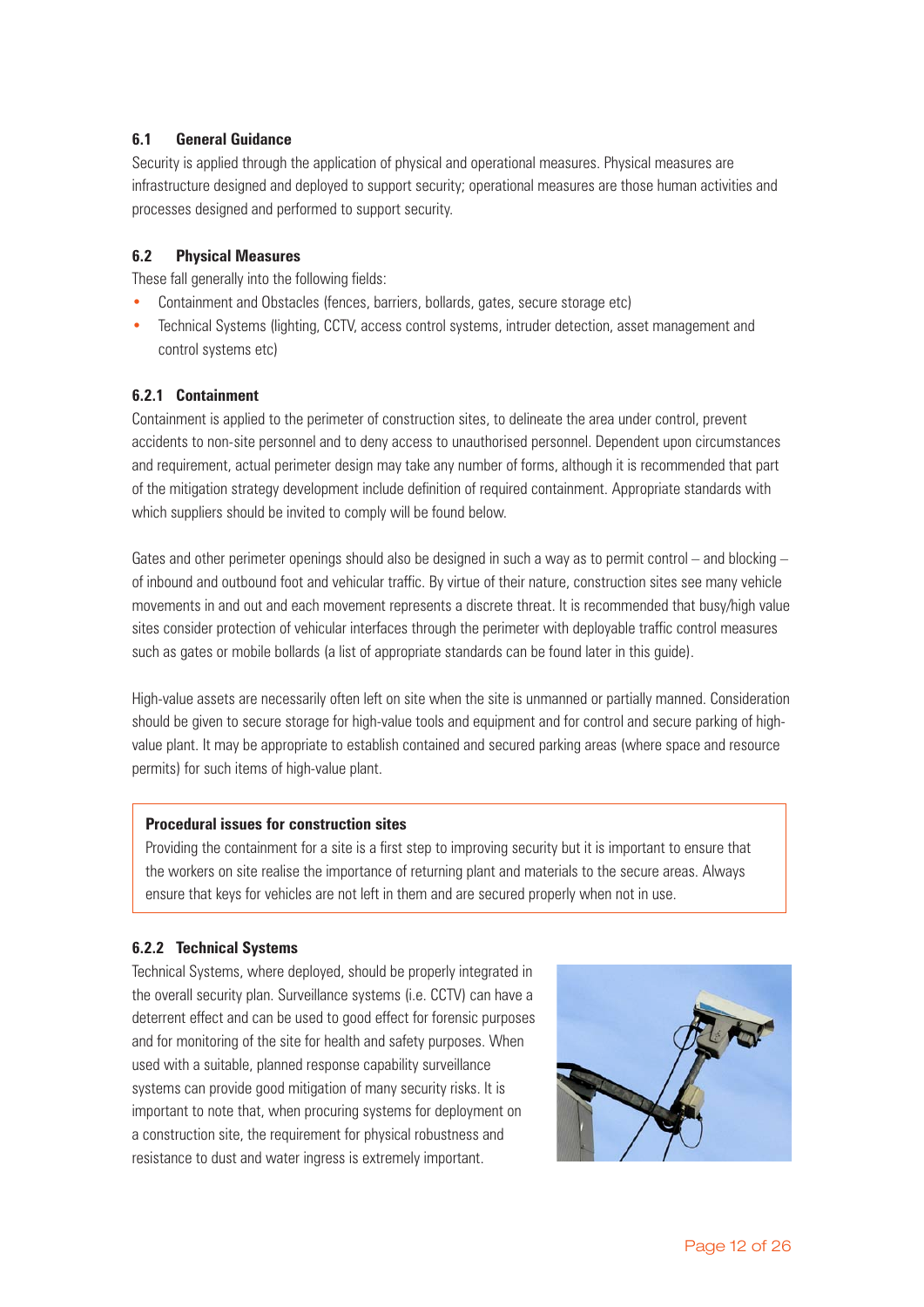### 6.1 General Guidance

Security is applied through the application of physical and operational measures. Physical measures are infrastructure designed and deployed to support security; operational measures are those human activities and processes designed and performed to support security.

### 6.2 Physical Measures

These fall generally into the following fields:

- Containment and Obstacles (fences, barriers, bollards, gates, secure storage etc)
- Technical Systems (lighting, CCTV, access control systems, intruder detection, asset management and control systems etc)

#### 6.2.1 Containment

Containment is applied to the perimeter of construction sites, to delineate the area under control, prevent accidents to non-site personnel and to deny access to unauthorised personnel. Dependent upon circumstances and requirement, actual perimeter design may take any number of forms, although it is recommended that part of the mitigation strategy development include definition of required containment. Appropriate standards with which suppliers should be invited to comply will be found below.

Gates and other perimeter openings should also be designed in such a way as to permit control – and blocking – of inbound and outbound foot and vehicular traffic. By virtue of their nature, construction sites see many vehicle movements in and out and each movement represents a discrete threat. It is recommended that busy/high value sites consider protection of vehicular interfaces through the perimeter with deployable traffic control measures such as gates or mobile bollards (a list of appropriate standards can be found later in this guide).

High-value assets are necessarily often left on site when the site is unmanned or partially manned. Consideration should be given to secure storage for high-value tools and equipment and for control and secure parking of high-value plant. It may be appropriate to establish contained and secured parking areas (where space and resource permits) for such items of high-value plant.

> **Procedural issues for construction sites**
>
> Providing the containment for a site is a first step to improving security but it is important to ensure that the workers on site realise the importance of returning plant and materials to the secure areas. Always ensure that keys for vehicles are not left in them and are secured properly when not in use.

#### 6.2.2 Technical Systems

Technical Systems, where deployed, should be properly integrated in the overall security plan. Surveillance systems (i.e. CCTV) can have a deterrent effect and can be used to good effect for forensic purposes and for monitoring of the site for health and safety purposes. When used with a suitable, planned response capability surveillance systems can provide good mitigation of many security risks. It is important to note that, when procuring systems for deployment on a construction site, the requirement for physical robustness and resistance to dust and water ingress is extremely important.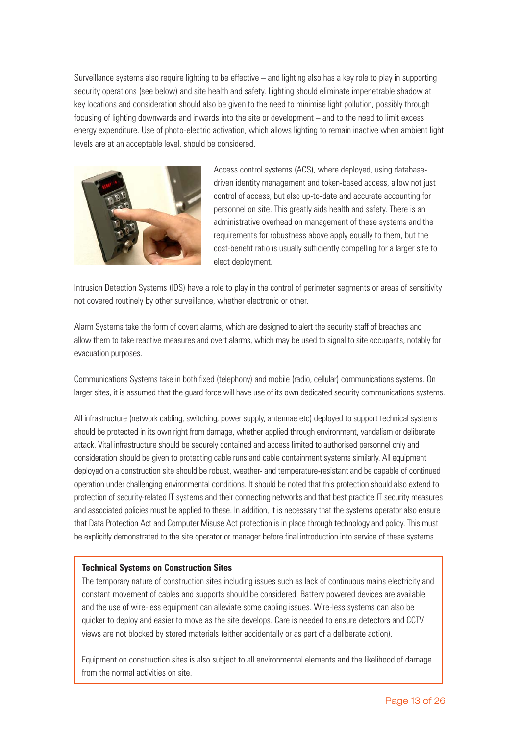Surveillance systems also require lighting to be effective – and lighting also has a key role to play in supporting security operations (see below) and site health and safety. Lighting should eliminate impenetrable shadow at key locations and consideration should also be given to the need to minimise light pollution, possibly through focusing of lighting downwards and inwards into the site or development – and to the need to limit excess energy expenditure. Use of photo-electric activation, which allows lighting to remain inactive when ambient light levels are at an acceptable level, should be considered.

Access control systems (ACS), where deployed, using database-driven identity management and token-based access, allow not just control of access, but also up-to-date and accurate accounting for personnel on site. This greatly aids health and safety. There is an administrative overhead on management of these systems and the requirements for robustness above apply equally to them, but the cost-benefit ratio is usually sufficiently compelling for a larger site to elect deployment.

Intrusion Detection Systems (IDS) have a role to play in the control of perimeter segments or areas of sensitivity not covered routinely by other surveillance, whether electronic or other.

Alarm Systems take the form of covert alarms, which are designed to alert the security staff of breaches and allow them to take reactive measures and overt alarms, which may be used to signal to site occupants, notably for evacuation purposes.

Communications Systems take in both fixed (telephony) and mobile (radio, cellular) communications systems. On larger sites, it is assumed that the guard force will have use of its own dedicated security communications systems.

All infrastructure (network cabling, switching, power supply, antennae etc) deployed to support technical systems should be protected in its own right from damage, whether applied through environment, vandalism or deliberate attack. Vital infrastructure should be securely contained and access limited to authorised personnel only and consideration should be given to protecting cable runs and cable containment systems similarly. All equipment deployed on a construction site should be robust, weather- and temperature-resistant and be capable of continued operation under challenging environmental conditions. It should be noted that this protection should also extend to protection of security-related IT systems and their connecting networks and that best practice IT security measures and associated policies must be applied to these. In addition, it is necessary that the systems operator also ensure that Data Protection Act and Computer Misuse Act protection is in place through technology and policy. This must be explicitly demonstrated to the site operator or manager before final introduction into service of these systems.

**Technical Systems on Construction Sites**

The temporary nature of construction sites including issues such as lack of continuous mains electricity and constant movement of cables and supports should be considered. Battery powered devices are available and the use of wire-less equipment can alleviate some cabling issues. Wire-less systems can also be quicker to deploy and easier to move as the site develops. Care is needed to ensure detectors and CCTV views are not blocked by stored materials (either accidentally or as part of a deliberate action).

Equipment on construction sites is also subject to all environmental elements and the likelihood of damage from the normal activities on site.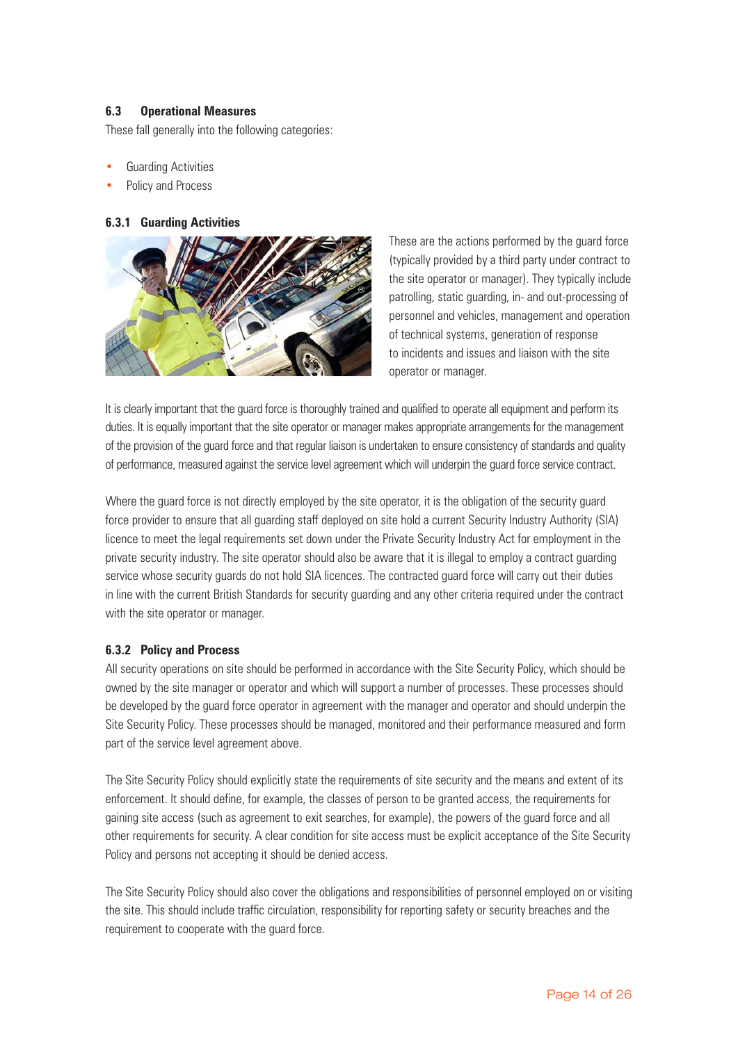### 6.3 Operational Measures

These fall generally into the following categories:

- Guarding Activities
- Policy and Process

#### 6.3.1 Guarding Activities

These are the actions performed by the guard force (typically provided by a third party under contract to the site operator or manager). They typically include patrolling, static guarding, in- and out-processing of personnel and vehicles, management and operation of technical systems, generation of response to incidents and issues and liaison with the site operator or manager.

It is clearly important that the guard force is thoroughly trained and qualified to operate all equipment and perform its duties. It is equally important that the site operator or manager makes appropriate arrangements for the management of the provision of the guard force and that regular liaison is undertaken to ensure consistency of standards and quality of performance, measured against the service level agreement which will underpin the guard force service contract.

Where the guard force is not directly employed by the site operator, it is the obligation of the security guard force provider to ensure that all guarding staff deployed on site hold a current Security Industry Authority (SIA) licence to meet the legal requirements set down under the Private Security Industry Act for employment in the private security industry. The site operator should also be aware that it is illegal to employ a contract guarding service whose security guards do not hold SIA licences. The contracted guard force will carry out their duties in line with the current British Standards for security guarding and any other criteria required under the contract with the site operator or manager.

#### 6.3.2 Policy and Process

All security operations on site should be performed in accordance with the Site Security Policy, which should be owned by the site manager or operator and which will support a number of processes. These processes should be developed by the guard force operator in agreement with the manager and operator and should underpin the Site Security Policy. These processes should be managed, monitored and their performance measured and form part of the service level agreement above.

The Site Security Policy should explicitly state the requirements of site security and the means and extent of its enforcement. It should define, for example, the classes of person to be granted access, the requirements for gaining site access (such as agreement to exit searches, for example), the powers of the guard force and all other requirements for security. A clear condition for site access must be explicit acceptance of the Site Security Policy and persons not accepting it should be denied access.

The Site Security Policy should also cover the obligations and responsibilities of personnel employed on or visiting the site. This should include traffic circulation, responsibility for reporting safety or security breaches and the requirement to cooperate with the guard force.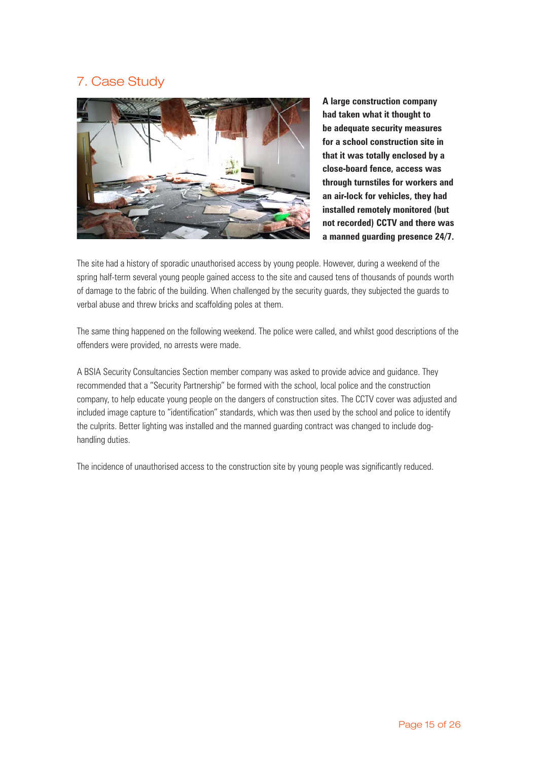## 7. Case Study

**A large construction company had taken what it thought to be adequate security measures for a school construction site in that it was totally enclosed by a close-board fence, access was through turnstiles for workers and an air-lock for vehicles, they had installed remotely monitored (but not recorded) CCTV and there was a manned guarding presence 24/7.**

The site had a history of sporadic unauthorised access by young people. However, during a weekend of the spring half-term several young people gained access to the site and caused tens of thousands of pounds worth of damage to the fabric of the building. When challenged by the security guards, they subjected the guards to verbal abuse and threw bricks and scaffolding poles at them.

The same thing happened on the following weekend. The police were called, and whilst good descriptions of the offenders were provided, no arrests were made.

A BSIA Security Consultancies Section member company was asked to provide advice and guidance. They recommended that a "Security Partnership" be formed with the school, local police and the construction company, to help educate young people on the dangers of construction sites. The CCTV cover was adjusted and included image capture to "identification" standards, which was then used by the school and police to identify the culprits. Better lighting was installed and the manned guarding contract was changed to include dog-handling duties.

The incidence of unauthorised access to the construction site by young people was significantly reduced.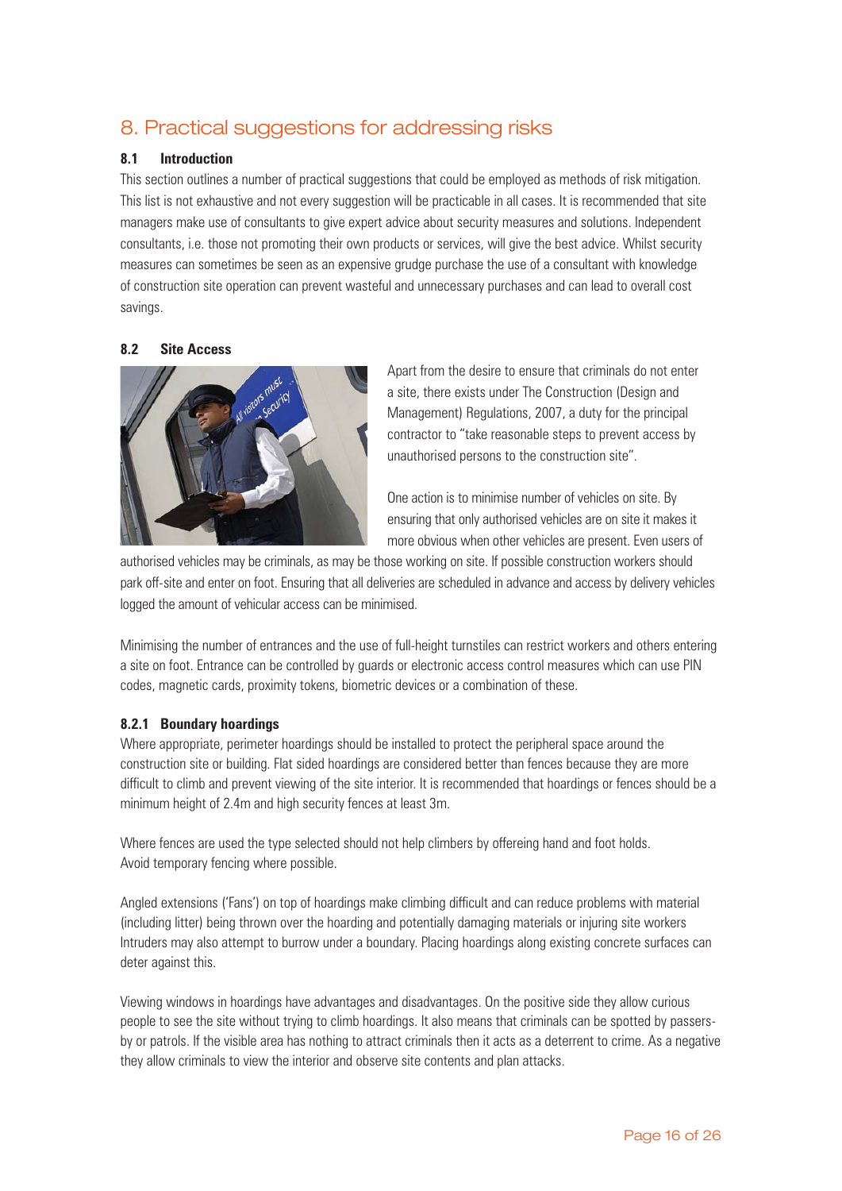# 8. Practical suggestions for addressing risks

### 8.1 Introduction

This section outlines a number of practical suggestions that could be employed as methods of risk mitigation. This list is not exhaustive and not every suggestion will be practicable in all cases. It is recommended that site managers make use of consultants to give expert advice about security measures and solutions. Independent consultants, i.e. those not promoting their own products or services, will give the best advice. Whilst security measures can sometimes be seen as an expensive grudge purchase the use of a consultant with knowledge of construction site operation can prevent wasteful and unnecessary purchases and can lead to overall cost savings.

### 8.2 Site Access

Apart from the desire to ensure that criminals do not enter a site, there exists under The Construction (Design and Management) Regulations, 2007, a duty for the principal contractor to "take reasonable steps to prevent access by unauthorised persons to the construction site".

One action is to minimise number of vehicles on site. By ensuring that only authorised vehicles are on site it makes it more obvious when other vehicles are present. Even users of authorised vehicles may be criminals, as may be those working on site. If possible construction workers should park off-site and enter on foot. Ensuring that all deliveries are scheduled in advance and access by delivery vehicles logged the amount of vehicular access can be minimised.

Minimising the number of entrances and the use of full-height turnstiles can restrict workers and others entering a site on foot. Entrance can be controlled by guards or electronic access control measures which can use PIN codes, magnetic cards, proximity tokens, biometric devices or a combination of these.

#### 8.2.1 Boundary hoardings

Where appropriate, perimeter hoardings should be installed to protect the peripheral space around the construction site or building. Flat sided hoardings are considered better than fences because they are more difficult to climb and prevent viewing of the site interior. It is recommended that hoardings or fences should be a minimum height of 2.4m and high security fences at least 3m.

Where fences are used the type selected should not help climbers by offereing hand and foot holds. Avoid temporary fencing where possible.

Angled extensions ('Fans') on top of hoardings make climbing difficult and can reduce problems with material (including litter) being thrown over the hoarding and potentially damaging materials or injuring site workers Intruders may also attempt to burrow under a boundary. Placing hoardings along existing concrete surfaces can deter against this.

Viewing windows in hoardings have advantages and disadvantages. On the positive side they allow curious people to see the site without trying to climb hoardings. It also means that criminals can be spotted by passers-by or patrols. If the visible area has nothing to attract criminals then it acts as a deterrent to crime. As a negative they allow criminals to view the interior and observe site contents and plan attacks.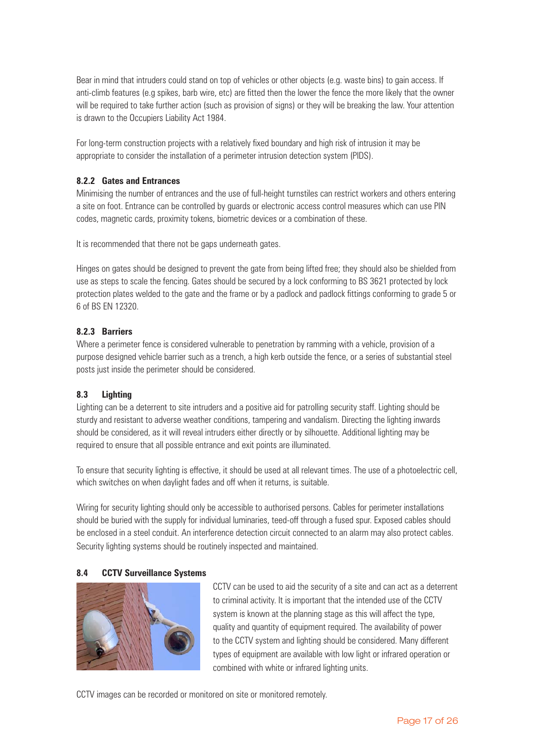Bear in mind that intruders could stand on top of vehicles or other objects (e.g. waste bins) to gain access. If anti-climb features (e.g spikes, barb wire, etc) are fitted then the lower the fence the more likely that the owner will be required to take further action (such as provision of signs) or they will be breaking the law. Your attention is drawn to the Occupiers Liability Act 1984.

For long-term construction projects with a relatively fixed boundary and high risk of intrusion it may be appropriate to consider the installation of a perimeter intrusion detection system (PIDS).

### 8.2.2 Gates and Entrances

Minimising the number of entrances and the use of full-height turnstiles can restrict workers and others entering a site on foot. Entrance can be controlled by guards or electronic access control measures which can use PIN codes, magnetic cards, proximity tokens, biometric devices or a combination of these.

It is recommended that there not be gaps underneath gates.

Hinges on gates should be designed to prevent the gate from being lifted free; they should also be shielded from use as steps to scale the fencing. Gates should be secured by a lock conforming to BS 3621 protected by lock protection plates welded to the gate and the frame or by a padlock and padlock fittings conforming to grade 5 or 6 of BS EN 12320.

### 8.2.3 Barriers

Where a perimeter fence is considered vulnerable to penetration by ramming with a vehicle, provision of a purpose designed vehicle barrier such as a trench, a high kerb outside the fence, or a series of substantial steel posts just inside the perimeter should be considered.

## 8.3 Lighting

Lighting can be a deterrent to site intruders and a positive aid for patrolling security staff. Lighting should be sturdy and resistant to adverse weather conditions, tampering and vandalism. Directing the lighting inwards should be considered, as it will reveal intruders either directly or by silhouette. Additional lighting may be required to ensure that all possible entrance and exit points are illuminated.

To ensure that security lighting is effective, it should be used at all relevant times. The use of a photoelectric cell, which switches on when daylight fades and off when it returns, is suitable.

Wiring for security lighting should only be accessible to authorised persons. Cables for perimeter installations should be buried with the supply for individual luminaries, teed-off through a fused spur. Exposed cables should be enclosed in a steel conduit. An interference detection circuit connected to an alarm may also protect cables. Security lighting systems should be routinely inspected and maintained.

## 8.4 CCTV Surveillance Systems

CCTV can be used to aid the security of a site and can act as a deterrent to criminal activity. It is important that the intended use of the CCTV system is known at the planning stage as this will affect the type, quality and quantity of equipment required. The availability of power to the CCTV system and lighting should be considered. Many different types of equipment are available with low light or infrared operation or combined with white or infrared lighting units.

CCTV images can be recorded or monitored on site or monitored remotely.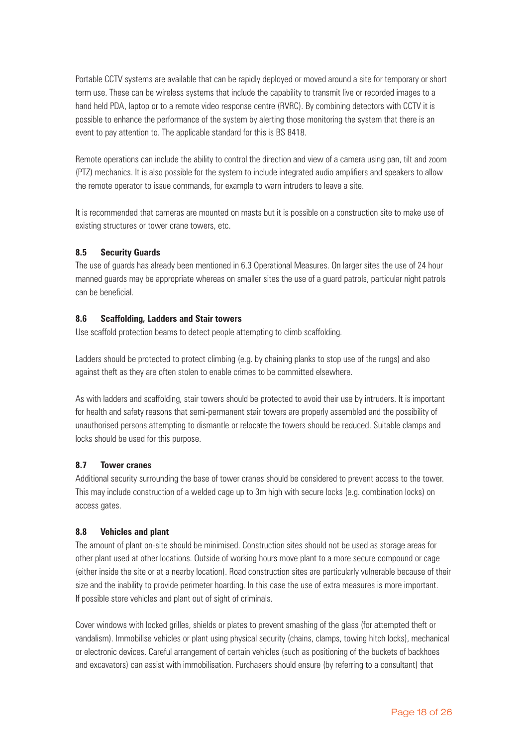Portable CCTV systems are available that can be rapidly deployed or moved around a site for temporary or short term use. These can be wireless systems that include the capability to transmit live or recorded images to a hand held PDA, laptop or to a remote video response centre (RVRC). By combining detectors with CCTV it is possible to enhance the performance of the system by alerting those monitoring the system that there is an event to pay attention to. The applicable standard for this is BS 8418.

Remote operations can include the ability to control the direction and view of a camera using pan, tilt and zoom (PTZ) mechanics. It is also possible for the system to include integrated audio amplifiers and speakers to allow the remote operator to issue commands, for example to warn intruders to leave a site.

It is recommended that cameras are mounted on masts but it is possible on a construction site to make use of existing structures or tower crane towers, etc.

### 8.5 Security Guards

The use of guards has already been mentioned in 6.3 Operational Measures. On larger sites the use of 24 hour manned guards may be appropriate whereas on smaller sites the use of a guard patrols, particular night patrols can be beneficial.

### 8.6 Scaffolding, Ladders and Stair towers

Use scaffold protection beams to detect people attempting to climb scaffolding.

Ladders should be protected to protect climbing (e.g. by chaining planks to stop use of the rungs) and also against theft as they are often stolen to enable crimes to be committed elsewhere.

As with ladders and scaffolding, stair towers should be protected to avoid their use by intruders. It is important for health and safety reasons that semi-permanent stair towers are properly assembled and the possibility of unauthorised persons attempting to dismantle or relocate the towers should be reduced. Suitable clamps and locks should be used for this purpose.

### 8.7 Tower cranes

Additional security surrounding the base of tower cranes should be considered to prevent access to the tower. This may include construction of a welded cage up to 3m high with secure locks (e.g. combination locks) on access gates.

### 8.8 Vehicles and plant

The amount of plant on-site should be minimised. Construction sites should not be used as storage areas for other plant used at other locations. Outside of working hours move plant to a more secure compound or cage (either inside the site or at a nearby location). Road construction sites are particularly vulnerable because of their size and the inability to provide perimeter hoarding. In this case the use of extra measures is more important. If possible store vehicles and plant out of sight of criminals.

Cover windows with locked grilles, shields or plates to prevent smashing of the glass (for attempted theft or vandalism). Immobilise vehicles or plant using physical security (chains, clamps, towing hitch locks), mechanical or electronic devices. Careful arrangement of certain vehicles (such as positioning of the buckets of backhoes and excavators) can assist with immobilisation. Purchasers should ensure (by referring to a consultant) that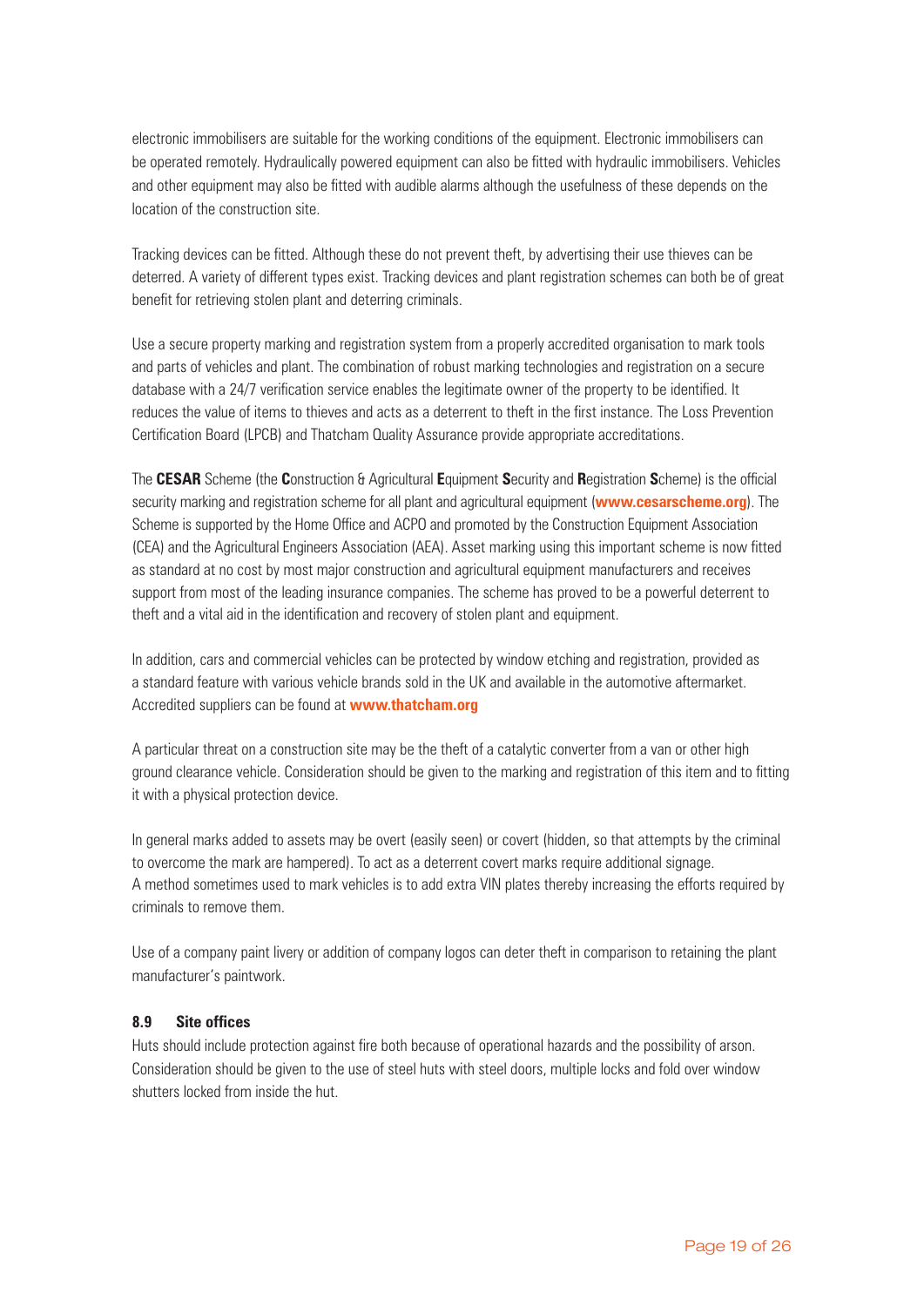electronic immobilisers are suitable for the working conditions of the equipment. Electronic immobilisers can be operated remotely. Hydraulically powered equipment can also be fitted with hydraulic immobilisers. Vehicles and other equipment may also be fitted with audible alarms although the usefulness of these depends on the location of the construction site.

Tracking devices can be fitted. Although these do not prevent theft, by advertising their use thieves can be deterred. A variety of different types exist. Tracking devices and plant registration schemes can both be of great benefit for retrieving stolen plant and deterring criminals.

Use a secure property marking and registration system from a properly accredited organisation to mark tools and parts of vehicles and plant. The combination of robust marking technologies and registration on a secure database with a 24/7 verification service enables the legitimate owner of the property to be identified. It reduces the value of items to thieves and acts as a deterrent to theft in the first instance. The Loss Prevention Certification Board (LPCB) and Thatcham Quality Assurance provide appropriate accreditations.

The **CESAR** Scheme (the **C**onstruction & Agricultural **E**quipment **S**ecurity and **R**egistration **S**cheme) is the official security marking and registration scheme for all plant and agricultural equipment (**www.cesarscheme.org**). The Scheme is supported by the Home Office and ACPO and promoted by the Construction Equipment Association (CEA) and the Agricultural Engineers Association (AEA). Asset marking using this important scheme is now fitted as standard at no cost by most major construction and agricultural equipment manufacturers and receives support from most of the leading insurance companies. The scheme has proved to be a powerful deterrent to theft and a vital aid in the identification and recovery of stolen plant and equipment.

In addition, cars and commercial vehicles can be protected by window etching and registration, provided as a standard feature with various vehicle brands sold in the UK and available in the automotive aftermarket. Accredited suppliers can be found at **www.thatcham.org**

A particular threat on a construction site may be the theft of a catalytic converter from a van or other high ground clearance vehicle. Consideration should be given to the marking and registration of this item and to fitting it with a physical protection device.

In general marks added to assets may be overt (easily seen) or covert (hidden, so that attempts by the criminal to overcome the mark are hampered). To act as a deterrent covert marks require additional signage. A method sometimes used to mark vehicles is to add extra VIN plates thereby increasing the efforts required by criminals to remove them.

Use of a company paint livery or addition of company logos can deter theft in comparison to retaining the plant manufacturer's paintwork.

### 8.9 Site offices

Huts should include protection against fire both because of operational hazards and the possibility of arson. Consideration should be given to the use of steel huts with steel doors, multiple locks and fold over window shutters locked from inside the hut.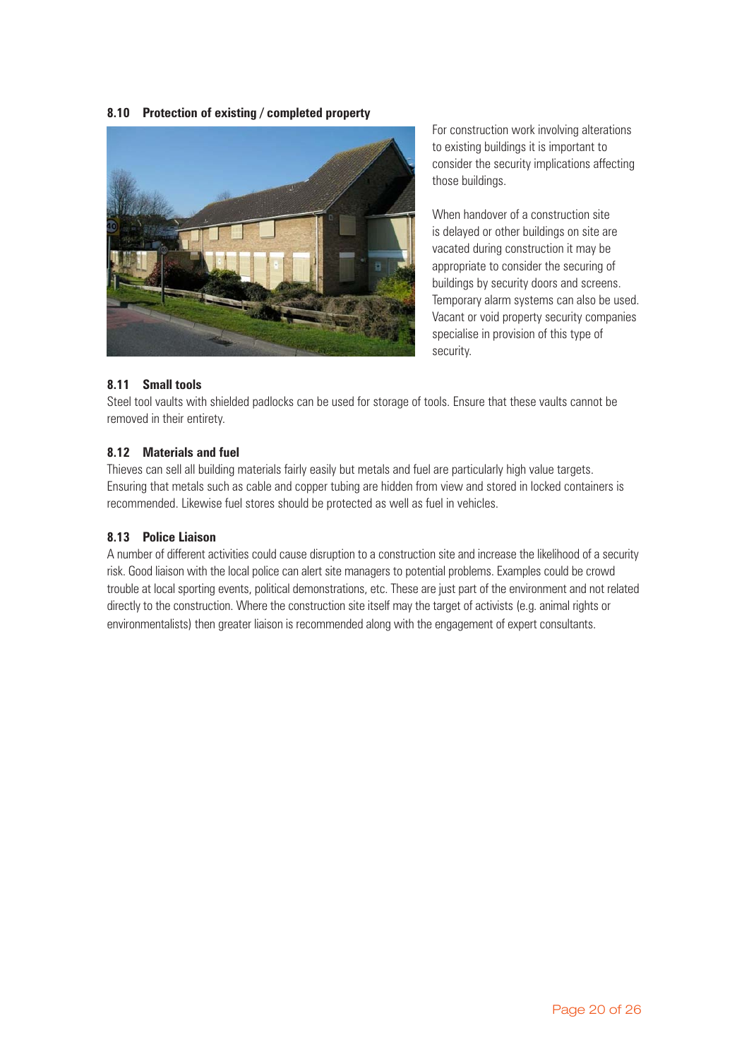### 8.10 Protection of existing / completed property

For construction work involving alterations to existing buildings it is important to consider the security implications affecting those buildings.

When handover of a construction site is delayed or other buildings on site are vacated during construction it may be appropriate to consider the securing of buildings by security doors and screens. Temporary alarm systems can also be used. Vacant or void property security companies specialise in provision of this type of security.

### 8.11 Small tools

Steel tool vaults with shielded padlocks can be used for storage of tools. Ensure that these vaults cannot be removed in their entirety.

### 8.12 Materials and fuel

Thieves can sell all building materials fairly easily but metals and fuel are particularly high value targets. Ensuring that metals such as cable and copper tubing are hidden from view and stored in locked containers is recommended. Likewise fuel stores should be protected as well as fuel in vehicles.

### 8.13 Police Liaison

A number of different activities could cause disruption to a construction site and increase the likelihood of a security risk. Good liaison with the local police can alert site managers to potential problems. Examples could be crowd trouble at local sporting events, political demonstrations, etc. These are just part of the environment and not related directly to the construction. Where the construction site itself may the target of activists (e.g. animal rights or environmentalists) then greater liaison is recommended along with the engagement of expert consultants.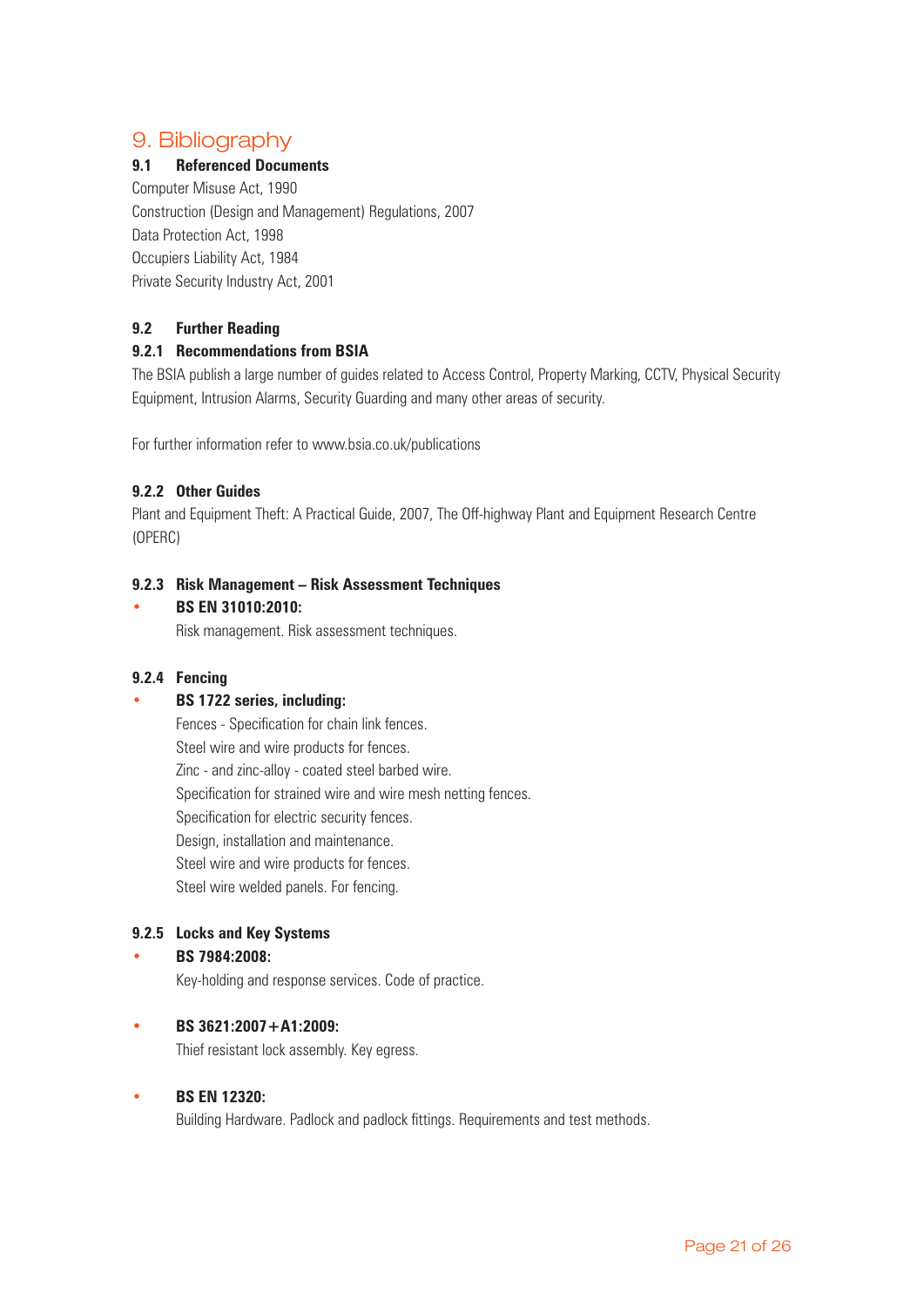# 9. Bibliography

## 9.1 Referenced Documents

Computer Misuse Act, 1990
Construction (Design and Management) Regulations, 2007
Data Protection Act, 1998
Occupiers Liability Act, 1984
Private Security Industry Act, 2001

## 9.2 Further Reading

### 9.2.1 Recommendations from BSIA

The BSIA publish a large number of guides related to Access Control, Property Marking, CCTV, Physical Security Equipment, Intrusion Alarms, Security Guarding and many other areas of security.

For further information refer to www.bsia.co.uk/publications

### 9.2.2 Other Guides

Plant and Equipment Theft: A Practical Guide, 2007, The Off-highway Plant and Equipment Research Centre (OPERC)

### 9.2.3 Risk Management – Risk Assessment Techniques

- **BS EN 31010:2010:**
  Risk management. Risk assessment techniques.

### 9.2.4 Fencing

- **BS 1722 series, including:**
  Fences - Specification for chain link fences.
  Steel wire and wire products for fences.
  Zinc - and zinc-alloy - coated steel barbed wire.
  Specification for strained wire and wire mesh netting fences.
  Specification for electric security fences.
  Design, installation and maintenance.
  Steel wire and wire products for fences.
  Steel wire welded panels. For fencing.

### 9.2.5 Locks and Key Systems

- **BS 7984:2008:**
  Key-holding and response services. Code of practice.

- **BS 3621:2007+A1:2009:**
  Thief resistant lock assembly. Key egress.

- **BS EN 12320:**
  Building Hardware. Padlock and padlock fittings. Requirements and test methods.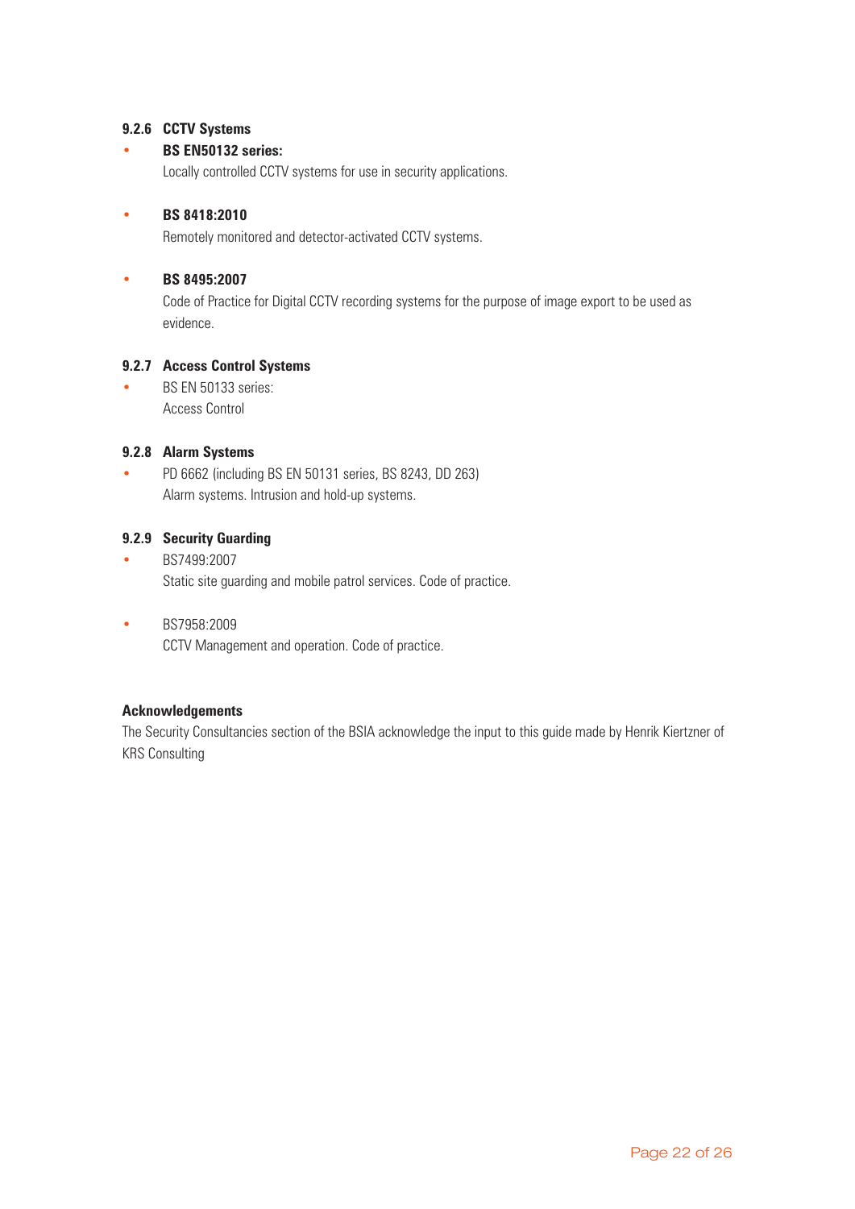#### 9.2.6 CCTV Systems

- **BS EN50132 series:**
  Locally controlled CCTV systems for use in security applications.

- **BS 8418:2010**
  Remotely monitored and detector-activated CCTV systems.

- **BS 8495:2007**
  Code of Practice for Digital CCTV recording systems for the purpose of image export to be used as evidence.

#### 9.2.7 Access Control Systems

- BS EN 50133 series:
  Access Control

#### 9.2.8 Alarm Systems

- PD 6662 (including BS EN 50131 series, BS 8243, DD 263)
  Alarm systems. Intrusion and hold-up systems.

#### 9.2.9 Security Guarding

- BS7499:2007
  Static site guarding and mobile patrol services. Code of practice.

- BS7958:2009
  CCTV Management and operation. Code of practice.

**Acknowledgements**

The Security Consultancies section of the BSIA acknowledge the input to this guide made by Henrik Kiertzner of KRS Consulting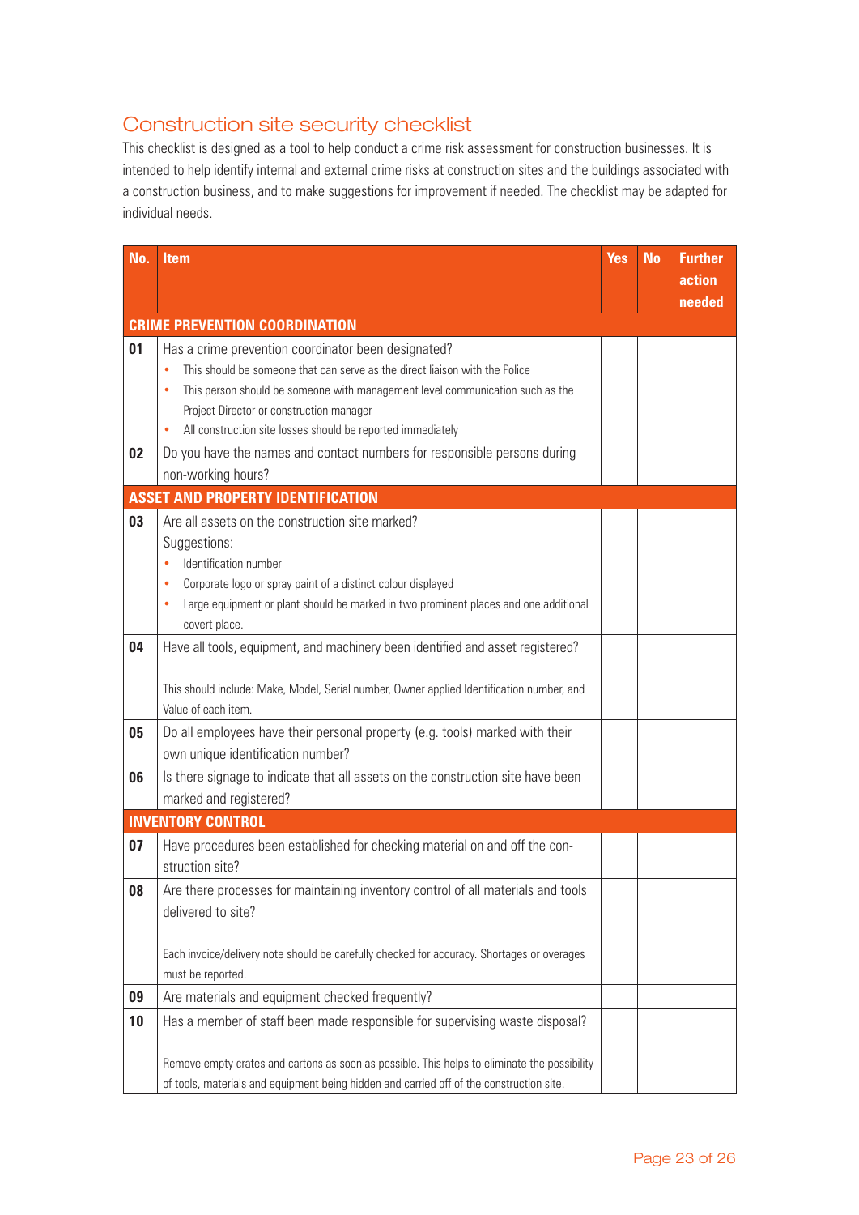## Construction site security checklist

This checklist is designed as a tool to help conduct a crime risk assessment for construction businesses. It is intended to help identify internal and external crime risks at construction sites and the buildings associated with a construction business, and to make suggestions for improvement if needed. The checklist may be adapted for individual needs.

| No. | Item | Yes | No | Further action needed |
|---|---|---|---|---|
| **CRIME PREVENTION COORDINATION** | | | | |
| **01** | Has a crime prevention coordinator been designated?<br>• This should be someone that can serve as the direct liaison with the Police<br>• This person should be someone with management level communication such as the Project Director or construction manager<br>• All construction site losses should be reported immediately | | | |
| **02** | Do you have the names and contact numbers for responsible persons during non-working hours? | | | |
| **ASSET AND PROPERTY IDENTIFICATION** | | | | |
| **03** | Are all assets on the construction site marked?<br>Suggestions:<br>• Identification number<br>• Corporate logo or spray paint of a distinct colour displayed<br>• Large equipment or plant should be marked in two prominent places and one additional covert place. | | | |
| **04** | Have all tools, equipment, and machinery been identified and asset registered?<br><br>This should include: Make, Model, Serial number, Owner applied Identification number, and Value of each item. | | | |
| **05** | Do all employees have their personal property (e.g. tools) marked with their own unique identification number? | | | |
| **06** | Is there signage to indicate that all assets on the construction site have been marked and registered? | | | |
| **INVENTORY CONTROL** | | | | |
| **07** | Have procedures been established for checking material on and off the construction site? | | | |
| **08** | Are there processes for maintaining inventory control of all materials and tools delivered to site?<br><br>Each invoice/delivery note should be carefully checked for accuracy. Shortages or overages must be reported. | | | |
| **09** | Are materials and equipment checked frequently? | | | |
| **10** | Has a member of staff been made responsible for supervising waste disposal?<br><br>Remove empty crates and cartons as soon as possible. This helps to eliminate the possibility of tools, materials and equipment being hidden and carried off of the construction site. | | | |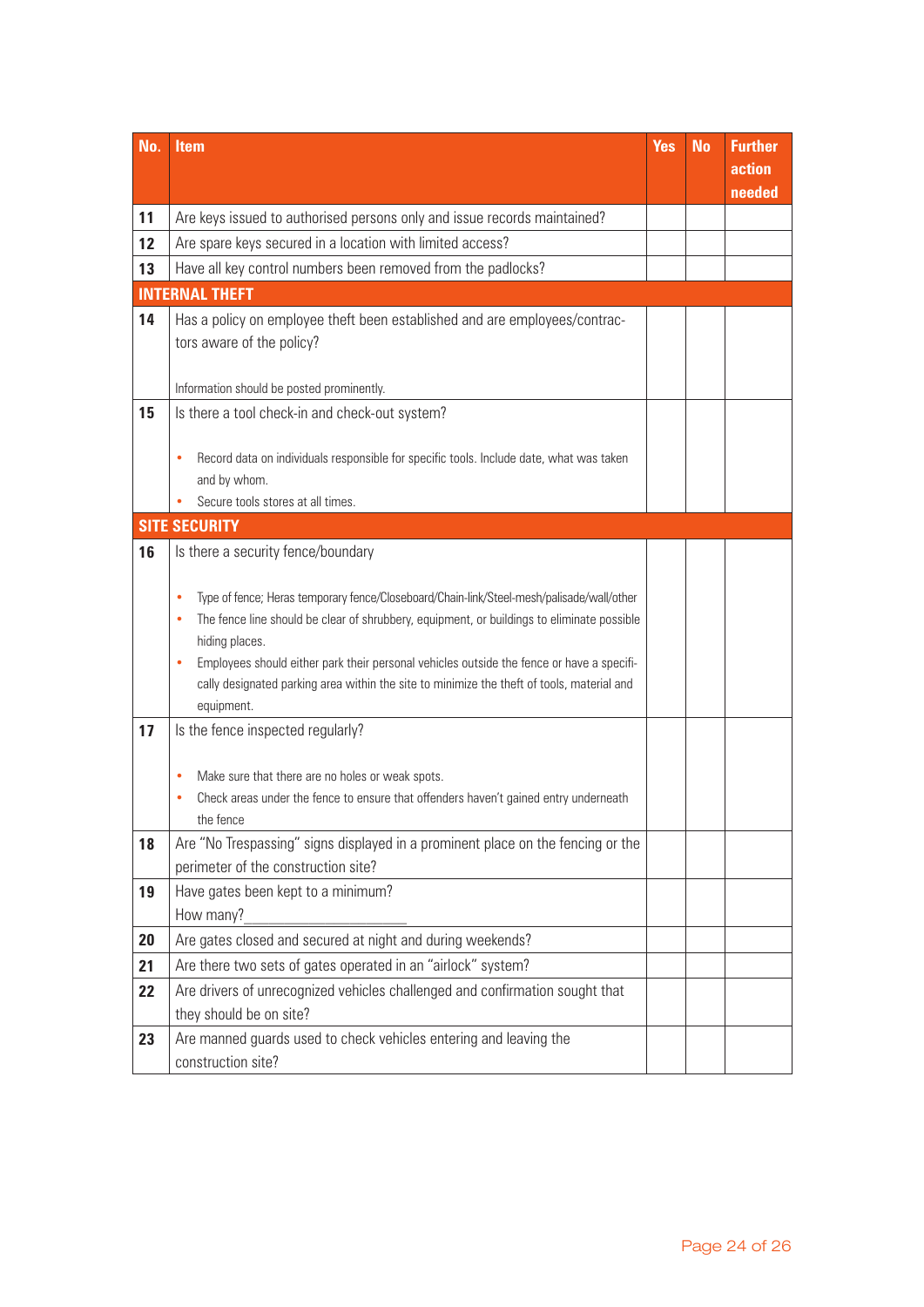| No. | Item | Yes | No | Further action needed |
|---|---|---|---|---|
| **11** | Are keys issued to authorised persons only and issue records maintained? | | | |
| **12** | Are spare keys secured in a location with limited access? | | | |
| **13** | Have all key control numbers been removed from the padlocks? | | | |
| **INTERNAL THEFT** | | | | |
| **14** | Has a policy on employee theft been established and are employees/contractors aware of the policy?<br><br>Information should be posted prominently. | | | |
| **15** | Is there a tool check-in and check-out system?<br><br>• Record data on individuals responsible for specific tools. Include date, what was taken and by whom.<br>• Secure tools stores at all times. | | | |
| **SITE SECURITY** | | | | |
| **16** | Is there a security fence/boundary<br><br>• Type of fence; Heras temporary fence/Closeboard/Chain-link/Steel-mesh/palisade/wall/other<br>• The fence line should be clear of shrubbery, equipment, or buildings to eliminate possible hiding places.<br>• Employees should either park their personal vehicles outside the fence or have a specifically designated parking area within the site to minimize the theft of tools, material and equipment. | | | |
| **17** | Is the fence inspected regularly?<br><br>• Make sure that there are no holes or weak spots.<br>• Check areas under the fence to ensure that offenders haven't gained entry underneath the fence | | | |
| **18** | Are "No Trespassing" signs displayed in a prominent place on the fencing or the perimeter of the construction site? | | | |
| **19** | Have gates been kept to a minimum?<br>How many?____________________ | | | |
| **20** | Are gates closed and secured at night and during weekends? | | | |
| **21** | Are there two sets of gates operated in an "airlock" system? | | | |
| **22** | Are drivers of unrecognized vehicles challenged and confirmation sought that they should be on site? | | | |
| **23** | Are manned guards used to check vehicles entering and leaving the construction site? | | | |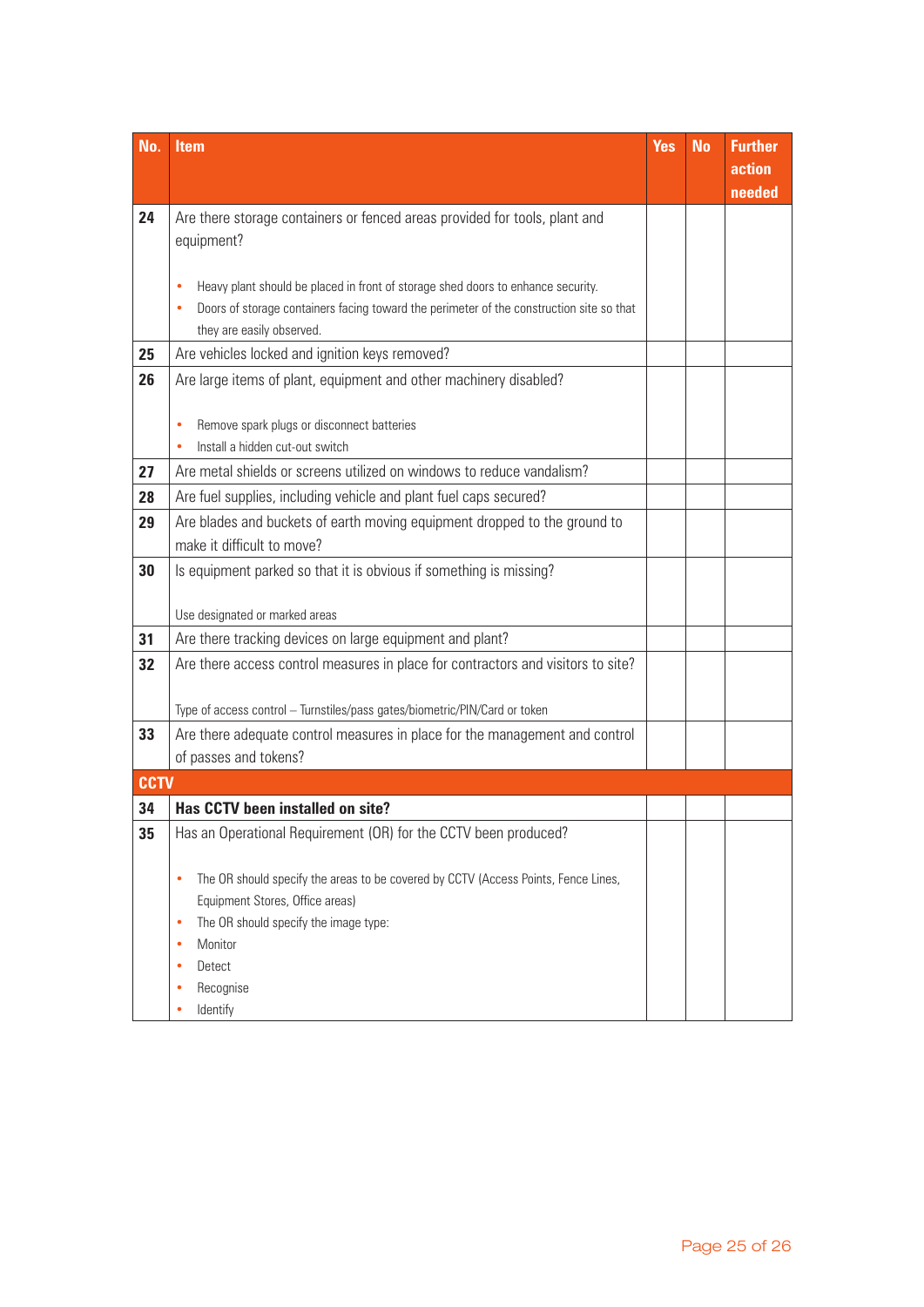| No. | Item | Yes | No | Further action needed |
|---|---|---|---|---|
| **24** | Are there storage containers or fenced areas provided for tools, plant and equipment?<br><br>• Heavy plant should be placed in front of storage shed doors to enhance security.<br>• Doors of storage containers facing toward the perimeter of the construction site so that they are easily observed. | | | |
| **25** | Are vehicles locked and ignition keys removed? | | | |
| **26** | Are large items of plant, equipment and other machinery disabled?<br><br>• Remove spark plugs or disconnect batteries<br>• Install a hidden cut-out switch | | | |
| **27** | Are metal shields or screens utilized on windows to reduce vandalism? | | | |
| **28** | Are fuel supplies, including vehicle and plant fuel caps secured? | | | |
| **29** | Are blades and buckets of earth moving equipment dropped to the ground to make it difficult to move? | | | |
| **30** | Is equipment parked so that it is obvious if something is missing?<br><br>Use designated or marked areas | | | |
| **31** | Are there tracking devices on large equipment and plant? | | | |
| **32** | Are there access control measures in place for contractors and visitors to site?<br><br>Type of access control – Turnstiles/pass gates/biometric/PIN/Card or token | | | |
| **33** | Are there adequate control measures in place for the management and control of passes and tokens? | | | |
| **CCTV** | | | | |
| **34** | **Has CCTV been installed on site?** | | | |
| **35** | Has an Operational Requirement (OR) for the CCTV been produced?<br><br>• The OR should specify the areas to be covered by CCTV (Access Points, Fence Lines, Equipment Stores, Office areas)<br>• The OR should specify the image type:<br>• Monitor<br>• Detect<br>• Recognise<br>• Identify | | | |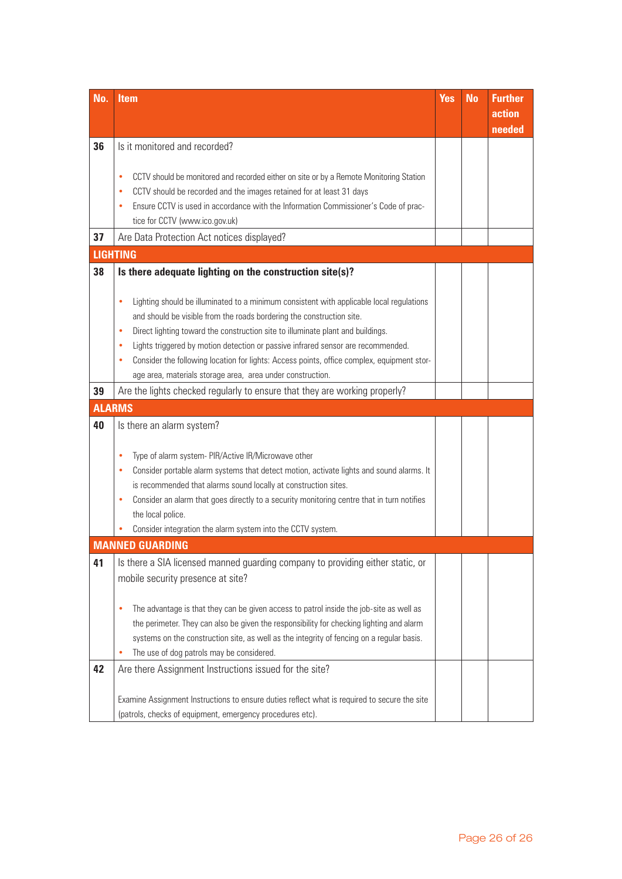| No. | Item | Yes | No | Further action needed |
|---|---|---|---|---|
| **36** | Is it monitored and recorded?<br><br>• CCTV should be monitored and recorded either on site or by a Remote Monitoring Station<br>• CCTV should be recorded and the images retained for at least 31 days<br>• Ensure CCTV is used in accordance with the Information Commissioner's Code of practice for CCTV (www.ico.gov.uk) | | | |
| **37** | Are Data Protection Act notices displayed? | | | |
| **LIGHTING** | | | | |
| **38** | **Is there adequate lighting on the construction site(s)?**<br><br>• Lighting should be illuminated to a minimum consistent with applicable local regulations and should be visible from the roads bordering the construction site.<br>• Direct lighting toward the construction site to illuminate plant and buildings.<br>• Lights triggered by motion detection or passive infrared sensor are recommended.<br>• Consider the following location for lights: Access points, office complex, equipment storage area, materials storage area, area under construction. | | | |
| **39** | Are the lights checked regularly to ensure that they are working properly? | | | |
| **ALARMS** | | | | |
| **40** | Is there an alarm system?<br><br>• Type of alarm system- PIR/Active IR/Microwave other<br>• Consider portable alarm systems that detect motion, activate lights and sound alarms. It is recommended that alarms sound locally at construction sites.<br>• Consider an alarm that goes directly to a security monitoring centre that in turn notifies the local police.<br>• Consider integration the alarm system into the CCTV system. | | | |
| **MANNED GUARDING** | | | | |
| **41** | Is there a SIA licensed manned guarding company to providing either static, or mobile security presence at site?<br><br>• The advantage is that they can be given access to patrol inside the job-site as well as the perimeter. They can also be given the responsibility for checking lighting and alarm systems on the construction site, as well as the integrity of fencing on a regular basis.<br>• The use of dog patrols may be considered. | | | |
| **42** | Are there Assignment Instructions issued for the site?<br><br>Examine Assignment Instructions to ensure duties reflect what is required to secure the site (patrols, checks of equipment, emergency procedures etc). | | | |